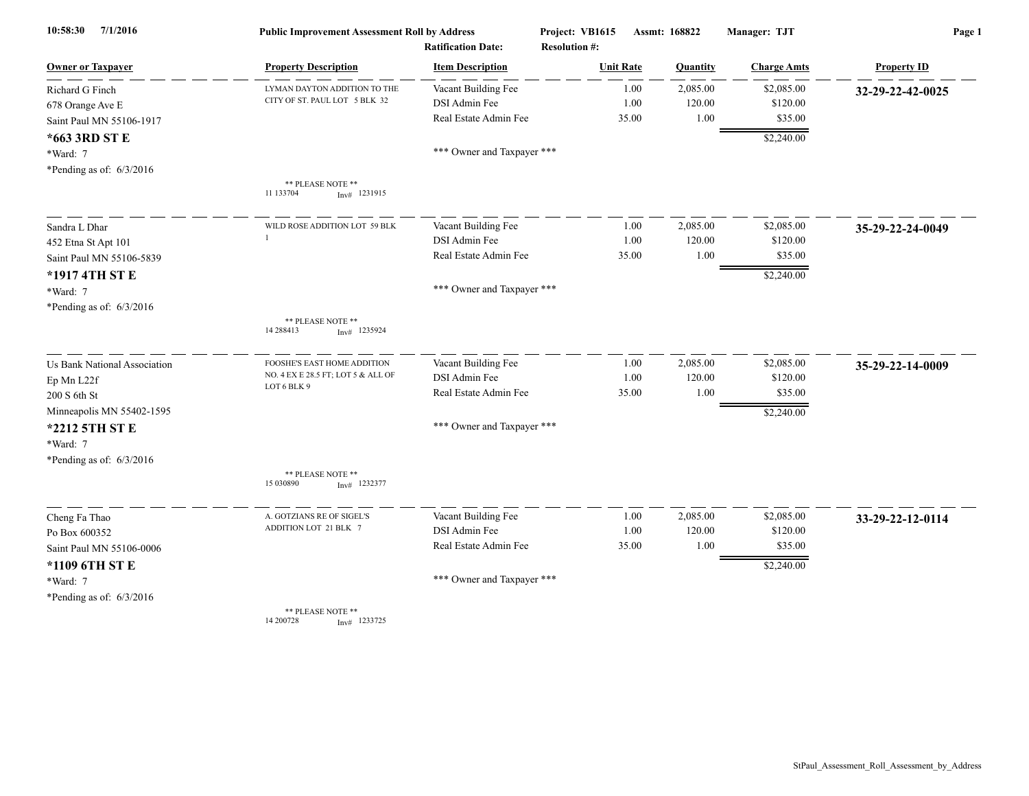10:58:30 7/1/2016 — **Public Improvement Assessment Roll by Address** — Project: VB1615 — Assmt: 168822 — Manager: TJT

Ratification Date: — Resolution #:

| Owner or Taxpayer | Property Description | Item Description | Unit Rate | Quantity | Charge Amts | Property ID |
|---|---|---|---|---|---|---|
| Richard G Finch<br>678 Orange Ave E<br>Saint Paul MN 55106-1917<br>**\*663 3RD ST E**<br>\*Ward: 7<br>\*Pending as of: 6/3/2016 | LYMAN DAYTON ADDITION TO THE CITY OF ST. PAUL LOT 5 BLK 32<br><br>** PLEASE NOTE **<br>11 133704 Inv# 1231915 | Vacant Building Fee<br>DSI Admin Fee<br>Real Estate Admin Fee<br><br>*** Owner and Taxpayer *** | 1.00<br>1.00<br>35.00 | 2,085.00<br>120.00<br>1.00 | $2,085.00<br>$120.00<br>$35.00<br>$2,240.00 | **32-29-22-42-0025** |
| Sandra L Dhar<br>452 Etna St Apt 101<br>Saint Paul MN 55106-5839<br>**\*1917 4TH ST E**<br>\*Ward: 7<br>\*Pending as of: 6/3/2016 | WILD ROSE ADDITION LOT 59 BLK 1<br><br>** PLEASE NOTE **<br>14 288413 Inv# 1235924 | Vacant Building Fee<br>DSI Admin Fee<br>Real Estate Admin Fee<br><br>*** Owner and Taxpayer *** | 1.00<br>1.00<br>35.00 | 2,085.00<br>120.00<br>1.00 | $2,085.00<br>$120.00<br>$35.00<br>$2,240.00 | **35-29-22-24-0049** |
| Us Bank National Association<br>Ep Mn L22f<br>200 S 6th St<br>Minneapolis MN 55402-1595<br>**\*2212 5TH ST E**<br>\*Ward: 7<br>\*Pending as of: 6/3/2016 | FOOSHE'S EAST HOME ADDITION NO. 4 EX E 28.5 FT; LOT 5 & ALL OF LOT 6 BLK 9<br><br>** PLEASE NOTE **<br>15 030890 Inv# 1232377 | Vacant Building Fee<br>DSI Admin Fee<br>Real Estate Admin Fee<br><br>*** Owner and Taxpayer *** | 1.00<br>1.00<br>35.00 | 2,085.00<br>120.00<br>1.00 | $2,085.00<br>$120.00<br>$35.00<br>$2,240.00 | **35-29-22-14-0009** |
| Cheng Fa Thao<br>Po Box 600352<br>Saint Paul MN 55106-0006<br>**\*1109 6TH ST E**<br>\*Ward: 7<br>\*Pending as of: 6/3/2016 | A. GOTZIANS RE OF SIGEL'S ADDITION LOT 21 BLK 7<br><br>** PLEASE NOTE **<br>14 200728 Inv# 1233725 | Vacant Building Fee<br>DSI Admin Fee<br>Real Estate Admin Fee<br><br>*** Owner and Taxpayer *** | 1.00<br>1.00<br>35.00 | 2,085.00<br>120.00<br>1.00 | $2,085.00<br>$120.00<br>$35.00<br>$2,240.00 | **33-29-22-12-0114** |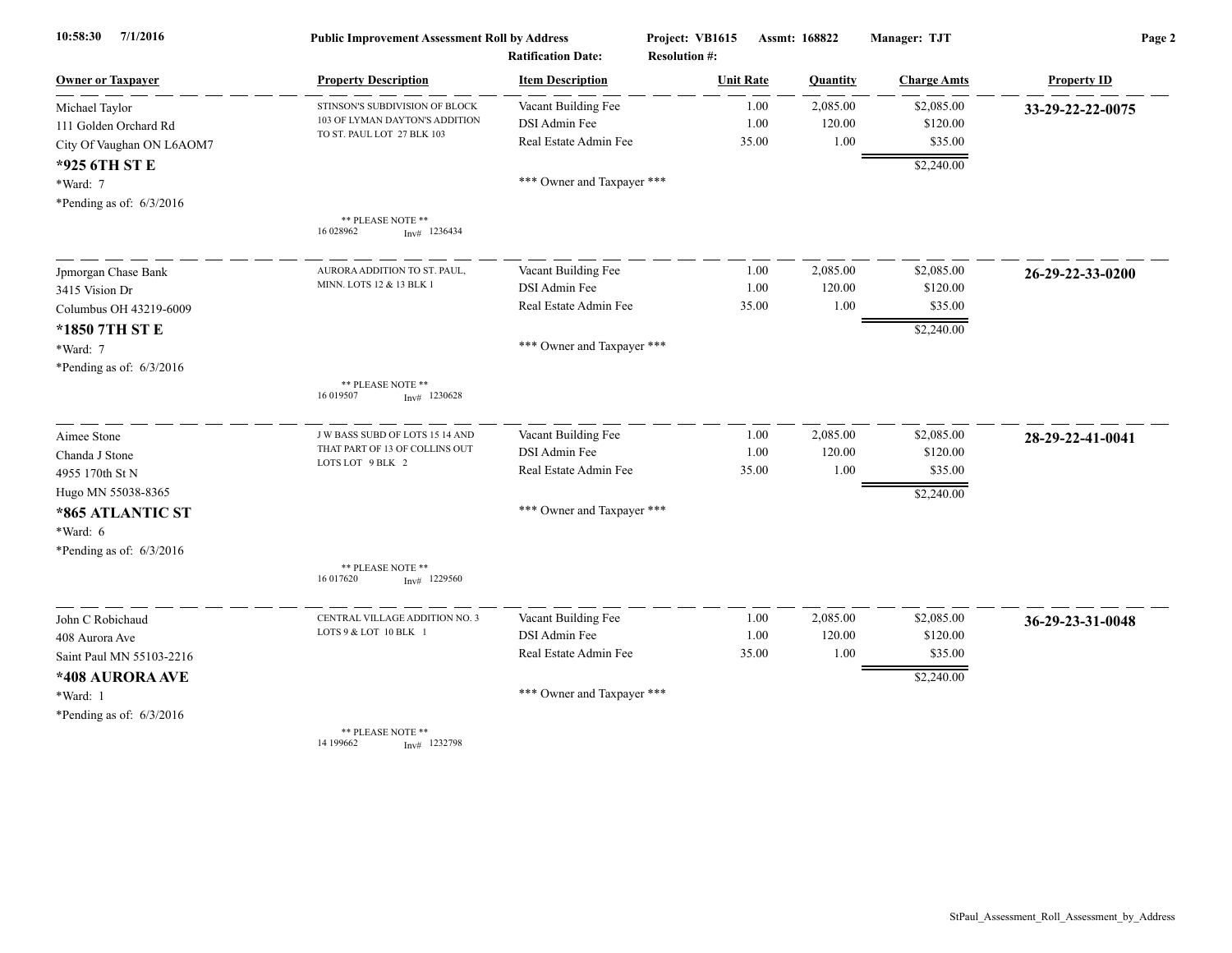Public Improvement Assessment Roll by Address

Project: VB1615 Assmt: 168822 Manager: TJT

Ratification Date: Resolution #:

| Owner or Taxpayer | Property Description | Item Description | Unit Rate | Quantity | Charge Amts | Property ID |
|---|---|---|---|---|---|---|
| Michael Taylor<br>111 Golden Orchard Rd<br>City Of Vaughan ON L6AOM7<br>**\*925 6TH ST E**<br>\*Ward: 7<br>\*Pending as of: 6/3/2016 | STINSON'S SUBDIVISION OF BLOCK 103 OF LYMAN DAYTON'S ADDITION TO ST. PAUL LOT 27 BLK 103<br>** PLEASE NOTE **<br>16 028962 Inv# 1236434 | Vacant Building Fee<br>DSI Admin Fee<br>Real Estate Admin Fee<br>*** Owner and Taxpayer *** | 1.00<br>1.00<br>35.00 | 2,085.00<br>120.00<br>1.00 | $2,085.00<br>$120.00<br>$35.00<br>$2,240.00 | **33-29-22-22-0075** |
| Jpmorgan Chase Bank<br>3415 Vision Dr<br>Columbus OH 43219-6009<br>**\*1850 7TH ST E**<br>\*Ward: 7<br>\*Pending as of: 6/3/2016 | AURORA ADDITION TO ST. PAUL, MINN. LOTS 12 & 13 BLK 1<br>** PLEASE NOTE **<br>16 019507 Inv# 1230628 | Vacant Building Fee<br>DSI Admin Fee<br>Real Estate Admin Fee<br>*** Owner and Taxpayer *** | 1.00<br>1.00<br>35.00 | 2,085.00<br>120.00<br>1.00 | $2,085.00<br>$120.00<br>$35.00<br>$2,240.00 | **26-29-22-33-0200** |
| Aimee Stone<br>Chanda J Stone<br>4955 170th St N<br>Hugo MN 55038-8365<br>**\*865 ATLANTIC ST**<br>\*Ward: 6<br>\*Pending as of: 6/3/2016 | J W BASS SUBD OF LOTS 15 14 AND THAT PART OF 13 OF COLLINS OUT LOTS LOT 9 BLK 2<br>** PLEASE NOTE **<br>16 017620 Inv# 1229560 | Vacant Building Fee<br>DSI Admin Fee<br>Real Estate Admin Fee<br>*** Owner and Taxpayer *** | 1.00<br>1.00<br>35.00 | 2,085.00<br>120.00<br>1.00 | $2,085.00<br>$120.00<br>$35.00<br>$2,240.00 | **28-29-22-41-0041** |
| John C Robichaud<br>408 Aurora Ave<br>Saint Paul MN 55103-2216<br>**\*408 AURORA AVE**<br>\*Ward: 1<br>\*Pending as of: 6/3/2016 | CENTRAL VILLAGE ADDITION NO. 3 LOTS 9 & LOT 10 BLK 1<br>** PLEASE NOTE **<br>14 199662 Inv# 1232798 | Vacant Building Fee<br>DSI Admin Fee<br>Real Estate Admin Fee<br>*** Owner and Taxpayer *** | 1.00<br>1.00<br>35.00 | 2,085.00<br>120.00<br>1.00 | $2,085.00<br>$120.00<br>$35.00<br>$2,240.00 | **36-29-23-31-0048** |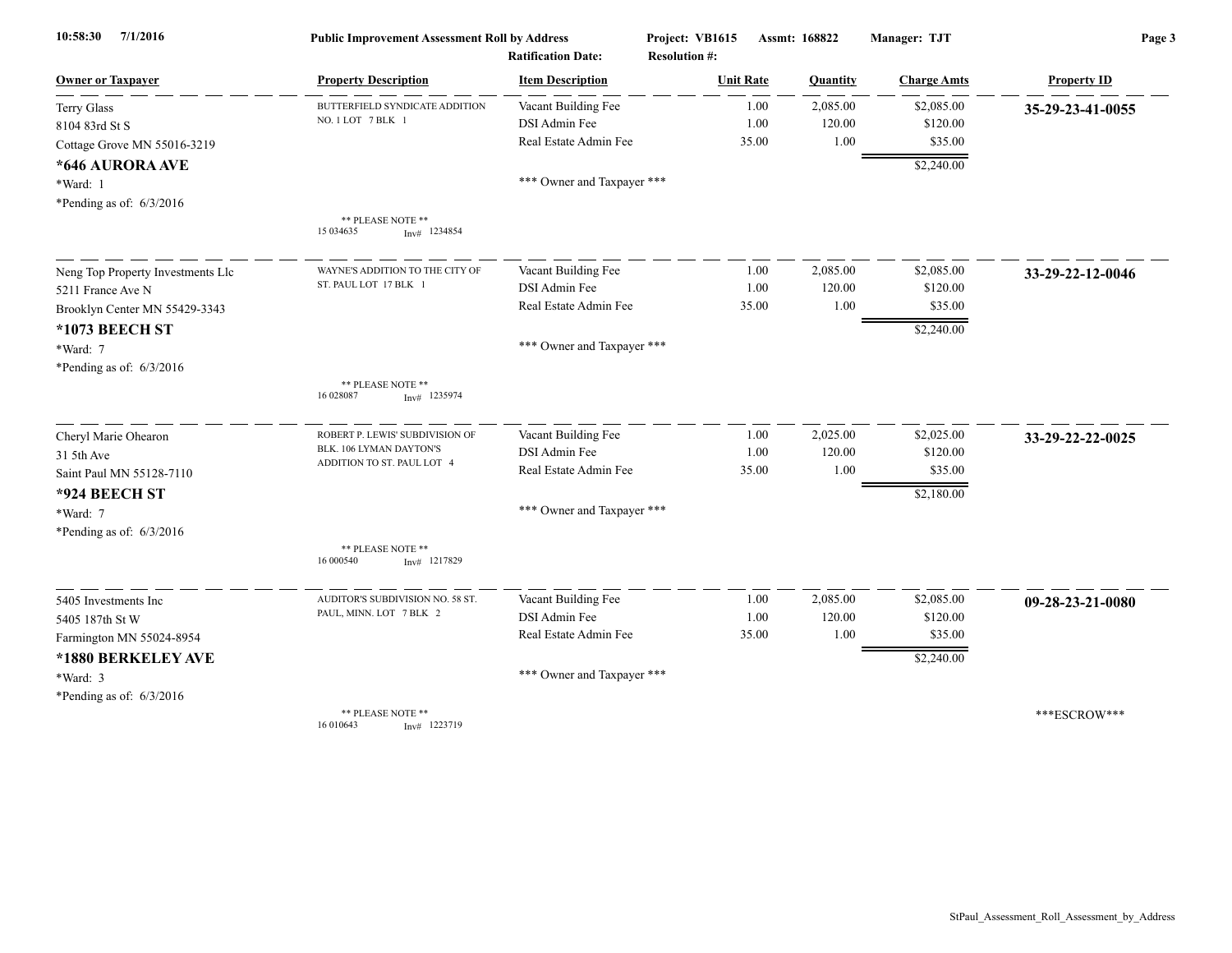10:58:30 7/1/2016 | **Public Improvement Assessment Roll by Address** | **Project: VB1615** | **Assmt: 168822** | **Manager: TJT**

**Ratification Date:** | **Resolution #:**

| Owner or Taxpayer | Property Description | Item Description | Unit Rate | Quantity | Charge Amts | Property ID |
|---|---|---|---|---|---|---|
| Terry Glass | BUTTERFIELD SYNDICATE ADDITION NO. 1 LOT 7 BLK 1 | Vacant Building Fee | 1.00 | 2,085.00 | $2,085.00 | **35-29-23-41-0055** |
| 8104 83rd St S | | DSI Admin Fee | 1.00 | 120.00 | $120.00 | |
| Cottage Grove MN 55016-3219 | | Real Estate Admin Fee | 35.00 | 1.00 | $35.00 | |
| **\*646 AURORA AVE** | | | | | $2,240.00 | |
| \*Ward: 1 | | \*\*\* Owner and Taxpayer \*\*\* | | | | |
| \*Pending as of: 6/3/2016 | \*\* PLEASE NOTE \*\* 15 034635 Inv# 1234854 | | | | | |
| Neng Top Property Investments Llc | WAYNE'S ADDITION TO THE CITY OF ST. PAUL LOT 17 BLK 1 | Vacant Building Fee | 1.00 | 2,085.00 | $2,085.00 | **33-29-22-12-0046** |
| 5211 France Ave N | | DSI Admin Fee | 1.00 | 120.00 | $120.00 | |
| Brooklyn Center MN 55429-3343 | | Real Estate Admin Fee | 35.00 | 1.00 | $35.00 | |
| **\*1073 BEECH ST** | | | | | $2,240.00 | |
| \*Ward: 7 | | \*\*\* Owner and Taxpayer \*\*\* | | | | |
| \*Pending as of: 6/3/2016 | \*\* PLEASE NOTE \*\* 16 028087 Inv# 1235974 | | | | | |
| Cheryl Marie Ohearon | ROBERT P. LEWIS' SUBDIVISION OF BLK. 106 LYMAN DAYTON'S ADDITION TO ST. PAUL LOT 4 | Vacant Building Fee | 1.00 | 2,025.00 | $2,025.00 | **33-29-22-22-0025** |
| 31 5th Ave | | DSI Admin Fee | 1.00 | 120.00 | $120.00 | |
| Saint Paul MN 55128-7110 | | Real Estate Admin Fee | 35.00 | 1.00 | $35.00 | |
| **\*924 BEECH ST** | | | | | $2,180.00 | |
| \*Ward: 7 | | \*\*\* Owner and Taxpayer \*\*\* | | | | |
| \*Pending as of: 6/3/2016 | \*\* PLEASE NOTE \*\* 16 000540 Inv# 1217829 | | | | | |
| 5405 Investments Inc | AUDITOR'S SUBDIVISION NO. 58 ST. PAUL, MINN. LOT 7 BLK 2 | Vacant Building Fee | 1.00 | 2,085.00 | $2,085.00 | **09-28-23-21-0080** |
| 5405 187th St W | | DSI Admin Fee | 1.00 | 120.00 | $120.00 | |
| Farmington MN 55024-8954 | | Real Estate Admin Fee | 35.00 | 1.00 | $35.00 | |
| **\*1880 BERKELEY AVE** | | | | | $2,240.00 | |
| \*Ward: 3 | | \*\*\* Owner and Taxpayer \*\*\* | | | | |
| \*Pending as of: 6/3/2016 | \*\* PLEASE NOTE \*\* 16 010643 Inv# 1223719 | | | | | \*\*\*ESCROW\*\*\* |

StPaul_Assessment_Roll_Assessment_by_Address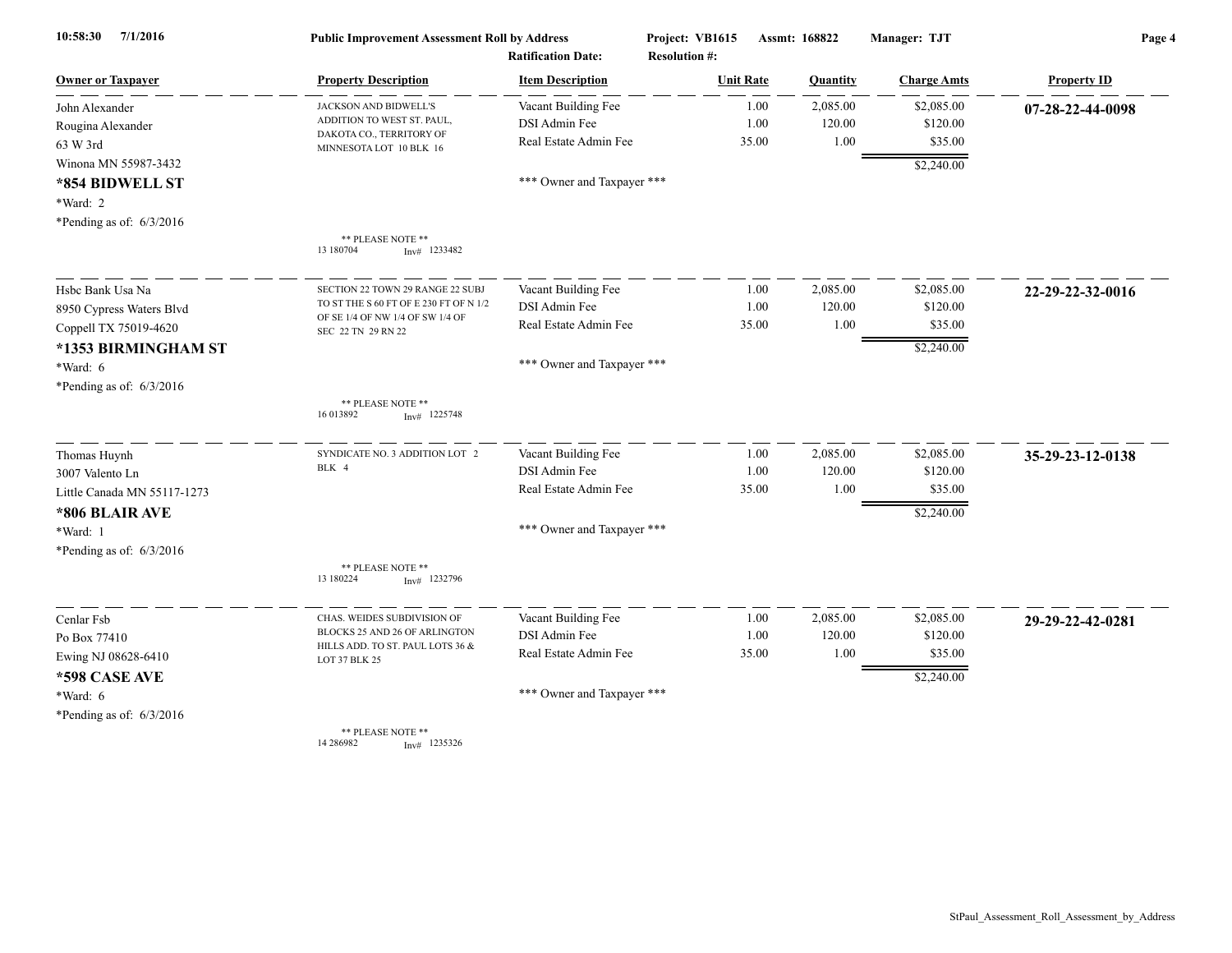**Public Improvement Assessment Roll by Address** — Project: VB1615 — Assmt: 168822 — Manager: TJT

Ratification Date: — Resolution #:

10:58:30 7/1/2016

| Owner or Taxpayer | Property Description | Item Description | Unit Rate | Quantity | Charge Amts | Property ID |
|---|---|---|---|---|---|---|
| John Alexander<br>Rougina Alexander<br>63 W 3rd<br>Winona MN 55987-3432<br>**\*854 BIDWELL ST**<br>\*Ward: 2<br>\*Pending as of: 6/3/2016 | JACKSON AND BIDWELL'S ADDITION TO WEST ST. PAUL, DAKOTA CO., TERRITORY OF MINNESOTA LOT 10 BLK 16<br><br>\*\* PLEASE NOTE \*\*<br>13 180704 Inv# 1233482 | Vacant Building Fee<br>DSI Admin Fee<br>Real Estate Admin Fee<br><br>\*\*\* Owner and Taxpayer \*\*\* | 1.00<br>1.00<br>35.00 | 2,085.00<br>120.00<br>1.00 | $2,085.00<br>$120.00<br>$35.00<br>$2,240.00 | **07-28-22-44-0098** |
| Hsbc Bank Usa Na<br>8950 Cypress Waters Blvd<br>Coppell TX 75019-4620<br>**\*1353 BIRMINGHAM ST**<br>\*Ward: 6<br>\*Pending as of: 6/3/2016 | SECTION 22 TOWN 29 RANGE 22 SUBJ TO ST THE S 60 FT OF E 230 FT OF N 1/2 OF SE 1/4 OF NW 1/4 OF SW 1/4 OF SEC 22 TN 29 RN 22<br><br>\*\* PLEASE NOTE \*\*<br>16 013892 Inv# 1225748 | Vacant Building Fee<br>DSI Admin Fee<br>Real Estate Admin Fee<br><br>\*\*\* Owner and Taxpayer \*\*\* | 1.00<br>1.00<br>35.00 | 2,085.00<br>120.00<br>1.00 | $2,085.00<br>$120.00<br>$35.00<br>$2,240.00 | **22-29-22-32-0016** |
| Thomas Huynh<br>3007 Valento Ln<br>Little Canada MN 55117-1273<br>**\*806 BLAIR AVE**<br>\*Ward: 1<br>\*Pending as of: 6/3/2016 | SYNDICATE NO. 3 ADDITION LOT 2 BLK 4<br><br>\*\* PLEASE NOTE \*\*<br>13 180224 Inv# 1232796 | Vacant Building Fee<br>DSI Admin Fee<br>Real Estate Admin Fee<br><br>\*\*\* Owner and Taxpayer \*\*\* | 1.00<br>1.00<br>35.00 | 2,085.00<br>120.00<br>1.00 | $2,085.00<br>$120.00<br>$35.00<br>$2,240.00 | **35-29-23-12-0138** |
| Cenlar Fsb<br>Po Box 77410<br>Ewing NJ 08628-6410<br>**\*598 CASE AVE**<br>\*Ward: 6<br>\*Pending as of: 6/3/2016 | CHAS. WEIDES SUBDIVISION OF BLOCKS 25 AND 26 OF ARLINGTON HILLS ADD. TO ST. PAUL LOTS 36 & LOT 37 BLK 25<br><br>\*\* PLEASE NOTE \*\*<br>14 286982 Inv# 1235326 | Vacant Building Fee<br>DSI Admin Fee<br>Real Estate Admin Fee<br><br>\*\*\* Owner and Taxpayer \*\*\* | 1.00<br>1.00<br>35.00 | 2,085.00<br>120.00<br>1.00 | $2,085.00<br>$120.00<br>$35.00<br>$2,240.00 | **29-29-22-42-0281** |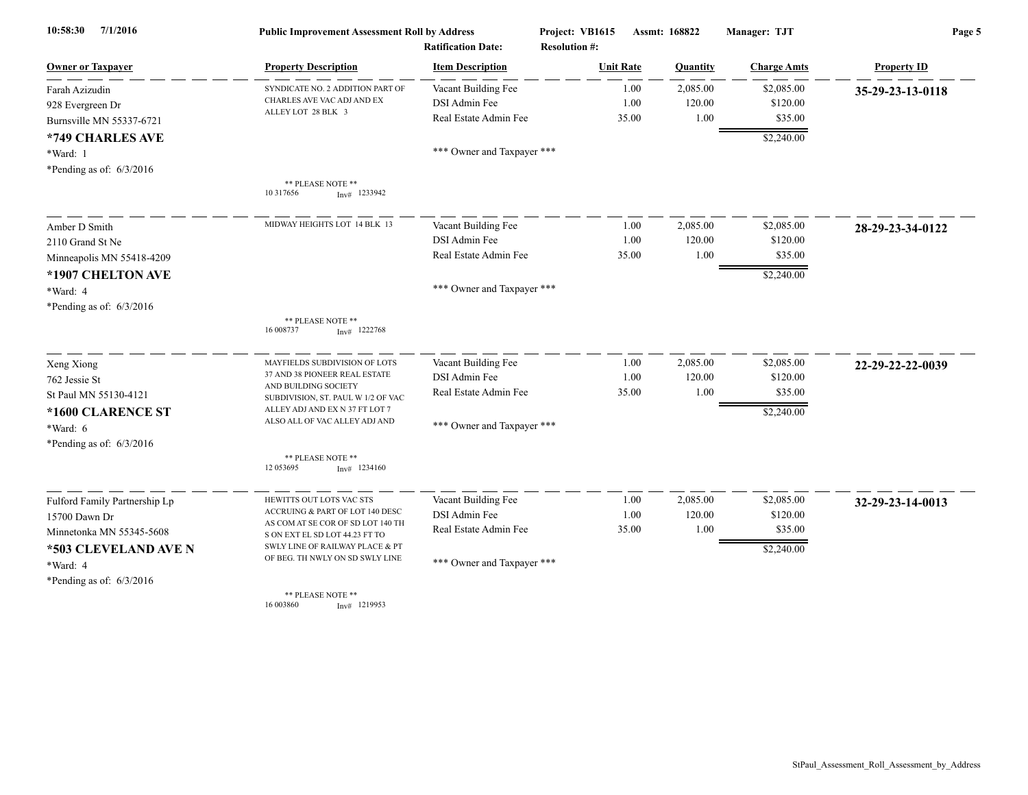**Public Improvement Assessment Roll by Address** — Project: VB1615 — Assmt: 168822 — Manager: TJT

Ratification Date: — Resolution #:

| Owner or Taxpayer | Property Description | Item Description | Unit Rate | Quantity | Charge Amts | Property ID |
|---|---|---|---|---|---|---|
| Farah Azizudin<br>928 Evergreen Dr<br>Burnsville MN 55337-6721<br>**\*749 CHARLES AVE**<br>\*Ward: 1<br>\*Pending as of: 6/3/2016 | SYNDICATE NO. 2 ADDITION PART OF CHARLES AVE VAC ADJ AND EX ALLEY LOT 28 BLK 3<br>** PLEASE NOTE **<br>10 317656 Inv# 1233942 | Vacant Building Fee<br>DSI Admin Fee<br>Real Estate Admin Fee<br>\*\*\* Owner and Taxpayer \*\*\* | 1.00<br>1.00<br>35.00 | 2,085.00<br>120.00<br>1.00 | $2,085.00<br>$120.00<br>$35.00<br>$2,240.00 | **35-29-23-13-0118** |
| Amber D Smith<br>2110 Grand St Ne<br>Minneapolis MN 55418-4209<br>**\*1907 CHELTON AVE**<br>\*Ward: 4<br>\*Pending as of: 6/3/2016 | MIDWAY HEIGHTS LOT 14 BLK 13<br>** PLEASE NOTE **<br>16 008737 Inv# 1222768 | Vacant Building Fee<br>DSI Admin Fee<br>Real Estate Admin Fee<br>\*\*\* Owner and Taxpayer \*\*\* | 1.00<br>1.00<br>35.00 | 2,085.00<br>120.00<br>1.00 | $2,085.00<br>$120.00<br>$35.00<br>$2,240.00 | **28-29-23-34-0122** |
| Xeng Xiong<br>762 Jessie St<br>St Paul MN 55130-4121<br>**\*1600 CLARENCE ST**<br>\*Ward: 6<br>\*Pending as of: 6/3/2016 | MAYFIELDS SUBDIVISION OF LOTS 37 AND 38 PIONEER REAL ESTATE AND BUILDING SOCIETY SUBDIVISION, ST. PAUL W 1/2 OF VAC ALLEY ADJ AND EX N 37 FT LOT 7 ALSO ALL OF VAC ALLEY ADJ AND<br>** PLEASE NOTE **<br>12 053695 Inv# 1234160 | Vacant Building Fee<br>DSI Admin Fee<br>Real Estate Admin Fee<br>\*\*\* Owner and Taxpayer \*\*\* | 1.00<br>1.00<br>35.00 | 2,085.00<br>120.00<br>1.00 | $2,085.00<br>$120.00<br>$35.00<br>$2,240.00 | **22-29-22-22-0039** |
| Fulford Family Partnership Lp<br>15700 Dawn Dr<br>Minnetonka MN 55345-5608<br>**\*503 CLEVELAND AVE N**<br>\*Ward: 4<br>\*Pending as of: 6/3/2016 | HEWITTS OUT LOTS VAC STS ACCRUING & PART OF LOT 140 DESC AS COM AT SE COR OF SD LOT 140 TH S ON EXT EL SD LOT 44.23 FT TO SWLY LINE OF RAILWAY PLACE & PT OF BEG. TH NWLY ON SD SWLY LINE<br>** PLEASE NOTE **<br>16 003860 Inv# 1219953 | Vacant Building Fee<br>DSI Admin Fee<br>Real Estate Admin Fee<br>\*\*\* Owner and Taxpayer \*\*\* | 1.00<br>1.00<br>35.00 | 2,085.00<br>120.00<br>1.00 | $2,085.00<br>$120.00<br>$35.00<br>$2,240.00 | **32-29-23-14-0013** |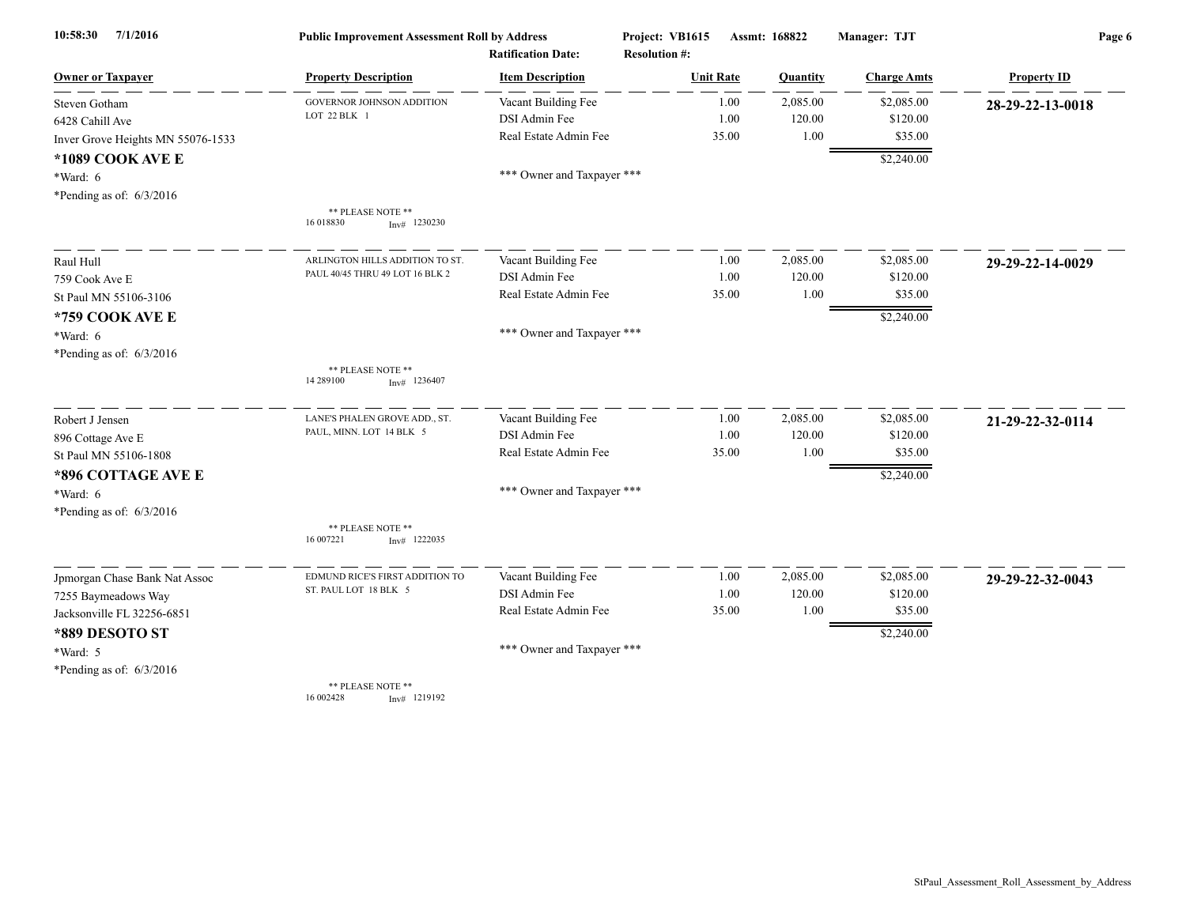10:58:30 7/1/2016 **Public Improvement Assessment Roll by Address** **Project: VB1615** **Assmt: 168822** **Manager: TJT**

**Ratification Date:** **Resolution #:**

| Owner or Taxpayer | Property Description | Item Description | Unit Rate | Quantity | Charge Amts | Property ID |
|---|---|---|---|---|---|---|
| Steven Gotham<br>6428 Cahill Ave<br>Inver Grove Heights MN 55076-1533<br>**\*1089 COOK AVE E**<br>\*Ward: 6<br>\*Pending as of: 6/3/2016 | GOVERNOR JOHNSON ADDITION LOT 22 BLK 1<br><br>\*\* PLEASE NOTE \*\*<br>16 018830 Inv# 1230230 | Vacant Building Fee<br>DSI Admin Fee<br>Real Estate Admin Fee<br><br>\*\*\* Owner and Taxpayer \*\*\* | 1.00<br>1.00<br>35.00 | 2,085.00<br>120.00<br>1.00 | \$2,085.00<br>\$120.00<br>\$35.00<br>\$2,240.00 | **28-29-22-13-0018** |
| Raul Hull<br>759 Cook Ave E<br>St Paul MN 55106-3106<br>**\*759 COOK AVE E**<br>\*Ward: 6<br>\*Pending as of: 6/3/2016 | ARLINGTON HILLS ADDITION TO ST. PAUL 40/45 THRU 49 LOT 16 BLK 2<br><br>\*\* PLEASE NOTE \*\*<br>14 289100 Inv# 1236407 | Vacant Building Fee<br>DSI Admin Fee<br>Real Estate Admin Fee<br><br>\*\*\* Owner and Taxpayer \*\*\* | 1.00<br>1.00<br>35.00 | 2,085.00<br>120.00<br>1.00 | \$2,085.00<br>\$120.00<br>\$35.00<br>\$2,240.00 | **29-29-22-14-0029** |
| Robert J Jensen<br>896 Cottage Ave E<br>St Paul MN 55106-1808<br>**\*896 COTTAGE AVE E**<br>\*Ward: 6<br>\*Pending as of: 6/3/2016 | LANE'S PHALEN GROVE ADD., ST. PAUL, MINN. LOT 14 BLK 5<br><br>\*\* PLEASE NOTE \*\*<br>16 007221 Inv# 1222035 | Vacant Building Fee<br>DSI Admin Fee<br>Real Estate Admin Fee<br><br>\*\*\* Owner and Taxpayer \*\*\* | 1.00<br>1.00<br>35.00 | 2,085.00<br>120.00<br>1.00 | \$2,085.00<br>\$120.00<br>\$35.00<br>\$2,240.00 | **21-29-22-32-0114** |
| Jpmorgan Chase Bank Nat Assoc<br>7255 Baymeadows Way<br>Jacksonville FL 32256-6851<br>**\*889 DESOTO ST**<br>\*Ward: 5<br>\*Pending as of: 6/3/2016 | EDMUND RICE'S FIRST ADDITION TO ST. PAUL LOT 18 BLK 5<br><br>\*\* PLEASE NOTE \*\*<br>16 002428 Inv# 1219192 | Vacant Building Fee<br>DSI Admin Fee<br>Real Estate Admin Fee<br><br>\*\*\* Owner and Taxpayer \*\*\* | 1.00<br>1.00<br>35.00 | 2,085.00<br>120.00<br>1.00 | \$2,085.00<br>\$120.00<br>\$35.00<br>\$2,240.00 | **29-29-22-32-0043** |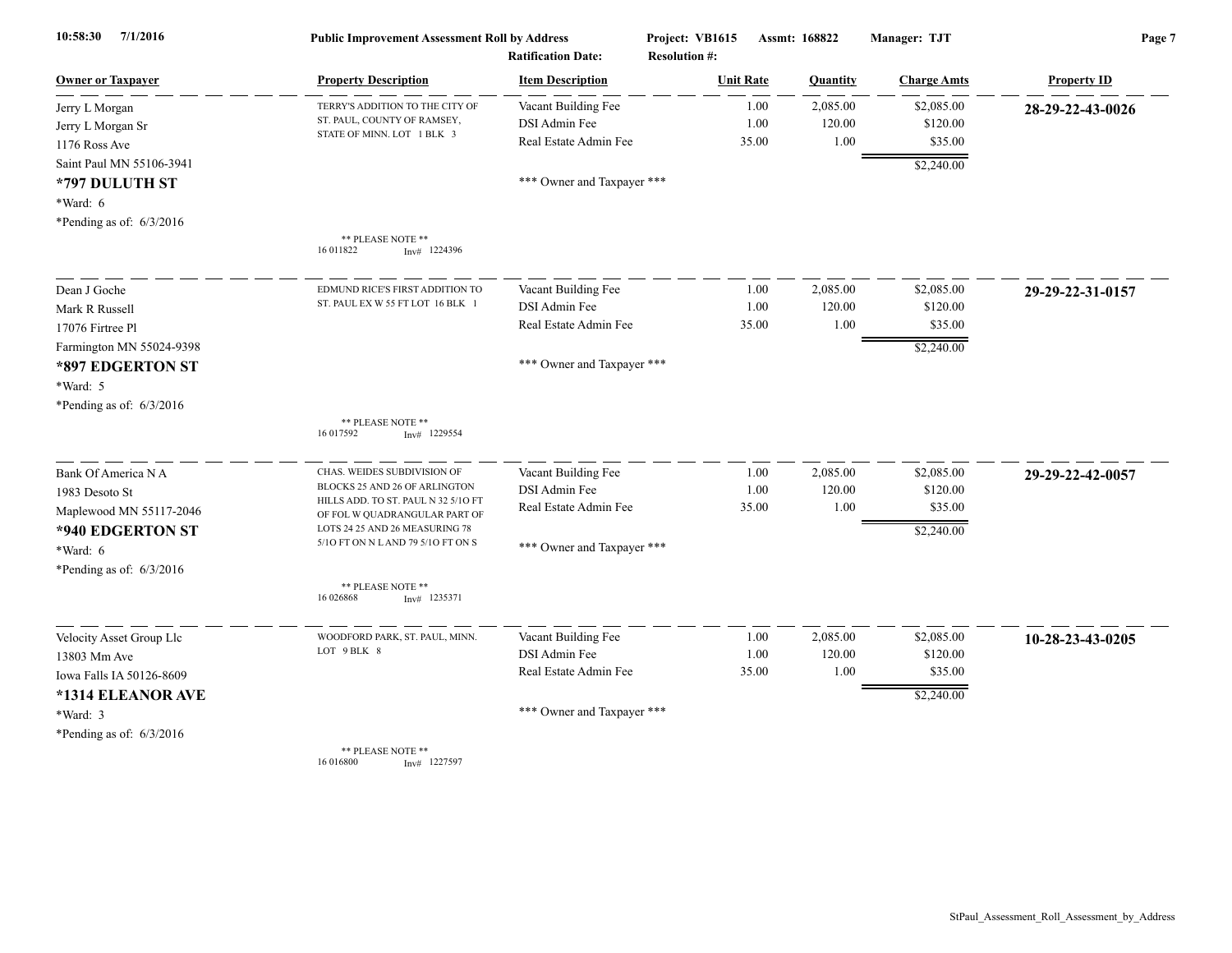**Public Improvement Assessment Roll by Address**
Project: VB1615 Assmt: 168822 Manager: TJT
Ratification Date: Resolution #:

| Owner or Taxpayer | Property Description | Item Description | Unit Rate | Quantity | Charge Amts | Property ID |
|---|---|---|---|---|---|---|
| Jerry L Morgan<br>Jerry L Morgan Sr<br>1176 Ross Ave<br>Saint Paul MN 55106-3941<br>**\*797 DULUTH ST**<br>\*Ward: 6<br>\*Pending as of: 6/3/2016 | TERRY'S ADDITION TO THE CITY OF ST. PAUL, COUNTY OF RAMSEY, STATE OF MINN. LOT 1 BLK 3<br>** PLEASE NOTE **<br>16 011822 Inv# 1224396 | Vacant Building Fee<br>DSI Admin Fee<br>Real Estate Admin Fee<br>*** Owner and Taxpayer *** | 1.00<br>1.00<br>35.00 | 2,085.00<br>120.00<br>1.00 | \$2,085.00<br>\$120.00<br>\$35.00<br>\$2,240.00 | **28-29-22-43-0026** |
| Dean J Goche<br>Mark R Russell<br>17076 Firtree Pl<br>Farmington MN 55024-9398<br>**\*897 EDGERTON ST**<br>\*Ward: 5<br>\*Pending as of: 6/3/2016 | EDMUND RICE'S FIRST ADDITION TO ST. PAUL EX W 55 FT LOT 16 BLK 1<br>** PLEASE NOTE **<br>16 017592 Inv# 1229554 | Vacant Building Fee<br>DSI Admin Fee<br>Real Estate Admin Fee<br>*** Owner and Taxpayer *** | 1.00<br>1.00<br>35.00 | 2,085.00<br>120.00<br>1.00 | \$2,085.00<br>\$120.00<br>\$35.00<br>\$2,240.00 | **29-29-22-31-0157** |
| Bank Of America N A<br>1983 Desoto St<br>Maplewood MN 55117-2046<br>**\*940 EDGERTON ST**<br>\*Ward: 6<br>\*Pending as of: 6/3/2016 | CHAS. WEIDES SUBDIVISION OF BLOCKS 25 AND 26 OF ARLINGTON HILLS ADD. TO ST. PAUL N 32 5/1O FT OF FOL W QUADRANGULAR PART OF LOTS 24 25 AND 26 MEASURING 78 5/1O FT ON N L AND 79 5/1O FT ON S<br>** PLEASE NOTE **<br>16 026868 Inv# 1235371 | Vacant Building Fee<br>DSI Admin Fee<br>Real Estate Admin Fee<br>*** Owner and Taxpayer *** | 1.00<br>1.00<br>35.00 | 2,085.00<br>120.00<br>1.00 | \$2,085.00<br>\$120.00<br>\$35.00<br>\$2,240.00 | **29-29-22-42-0057** |
| Velocity Asset Group Llc<br>13803 Mm Ave<br>Iowa Falls IA 50126-8609<br>**\*1314 ELEANOR AVE**<br>\*Ward: 3<br>\*Pending as of: 6/3/2016 | WOODFORD PARK, ST. PAUL, MINN. LOT 9 BLK 8<br>** PLEASE NOTE **<br>16 016800 Inv# 1227597 | Vacant Building Fee<br>DSI Admin Fee<br>Real Estate Admin Fee<br>*** Owner and Taxpayer *** | 1.00<br>1.00<br>35.00 | 2,085.00<br>120.00<br>1.00 | \$2,085.00<br>\$120.00<br>\$35.00<br>\$2,240.00 | **10-28-23-43-0205** |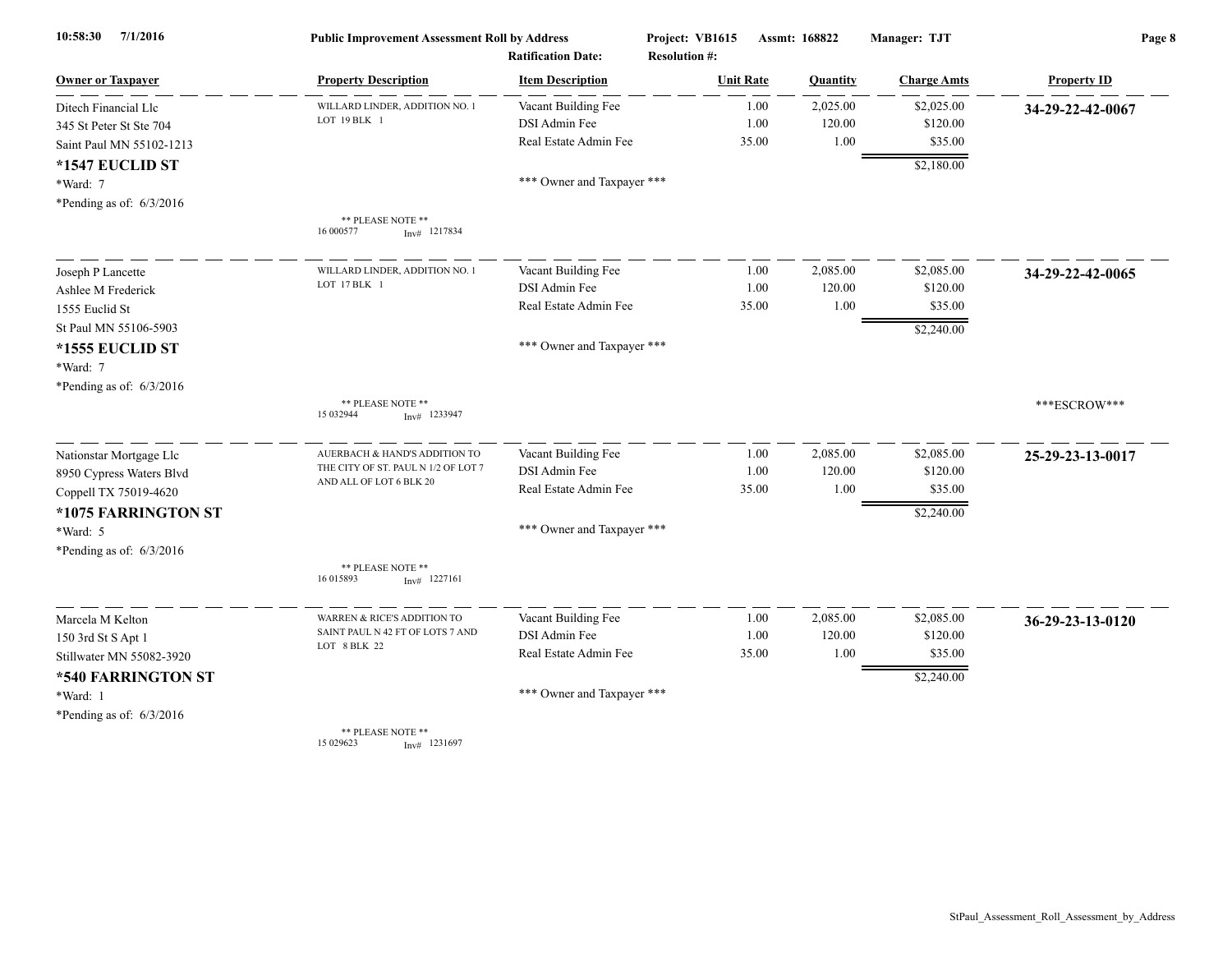**Public Improvement Assessment Roll by Address** — Project: VB1615 — Assmt: 168822 — Manager: TJT

Ratification Date: — Resolution #:

| Owner or Taxpayer | Property Description | Item Description | Unit Rate | Quantity | Charge Amts | Property ID |
|---|---|---|---|---|---|---|
| Ditech Financial Llc<br>345 St Peter St Ste 704<br>Saint Paul MN 55102-1213<br>**\*1547 EUCLID ST**<br>\*Ward: 7<br>\*Pending as of: 6/3/2016 | WILLARD LINDER, ADDITION NO. 1 LOT 19 BLK 1<br>** PLEASE NOTE **<br>16 000577 Inv# 1217834 | Vacant Building Fee<br>DSI Admin Fee<br>Real Estate Admin Fee<br>*** Owner and Taxpayer *** | 1.00<br>1.00<br>35.00 | 2,025.00<br>120.00<br>1.00 | $2,025.00<br>$120.00<br>$35.00<br>**$2,180.00** | **34-29-22-42-0067** |
| Joseph P Lancette<br>Ashlee M Frederick<br>1555 Euclid St<br>St Paul MN 55106-5903<br>**\*1555 EUCLID ST**<br>\*Ward: 7<br>\*Pending as of: 6/3/2016 | WILLARD LINDER, ADDITION NO. 1 LOT 17 BLK 1<br>** PLEASE NOTE **<br>15 032944 Inv# 1233947 | Vacant Building Fee<br>DSI Admin Fee<br>Real Estate Admin Fee<br>*** Owner and Taxpayer *** | 1.00<br>1.00<br>35.00 | 2,085.00<br>120.00<br>1.00 | $2,085.00<br>$120.00<br>$35.00<br>**$2,240.00** | **34-29-22-42-0065**<br>***ESCROW*** |
| Nationstar Mortgage Llc<br>8950 Cypress Waters Blvd<br>Coppell TX 75019-4620<br>**\*1075 FARRINGTON ST**<br>\*Ward: 5<br>\*Pending as of: 6/3/2016 | AUERBACH & HAND'S ADDITION TO THE CITY OF ST. PAUL N 1/2 OF LOT 7 AND ALL OF LOT 6 BLK 20<br>** PLEASE NOTE **<br>16 015893 Inv# 1227161 | Vacant Building Fee<br>DSI Admin Fee<br>Real Estate Admin Fee<br>*** Owner and Taxpayer *** | 1.00<br>1.00<br>35.00 | 2,085.00<br>120.00<br>1.00 | $2,085.00<br>$120.00<br>$35.00<br>**$2,240.00** | **25-29-23-13-0017** |
| Marcela M Kelton<br>150 3rd St S Apt 1<br>Stillwater MN 55082-3920<br>**\*540 FARRINGTON ST**<br>\*Ward: 1<br>\*Pending as of: 6/3/2016 | WARREN & RICE'S ADDITION TO SAINT PAUL N 42 FT OF LOTS 7 AND LOT 8 BLK 22<br>** PLEASE NOTE **<br>15 029623 Inv# 1231697 | Vacant Building Fee<br>DSI Admin Fee<br>Real Estate Admin Fee<br>*** Owner and Taxpayer *** | 1.00<br>1.00<br>35.00 | 2,085.00<br>120.00<br>1.00 | $2,085.00<br>$120.00<br>$35.00<br>**$2,240.00** | **36-29-23-13-0120** |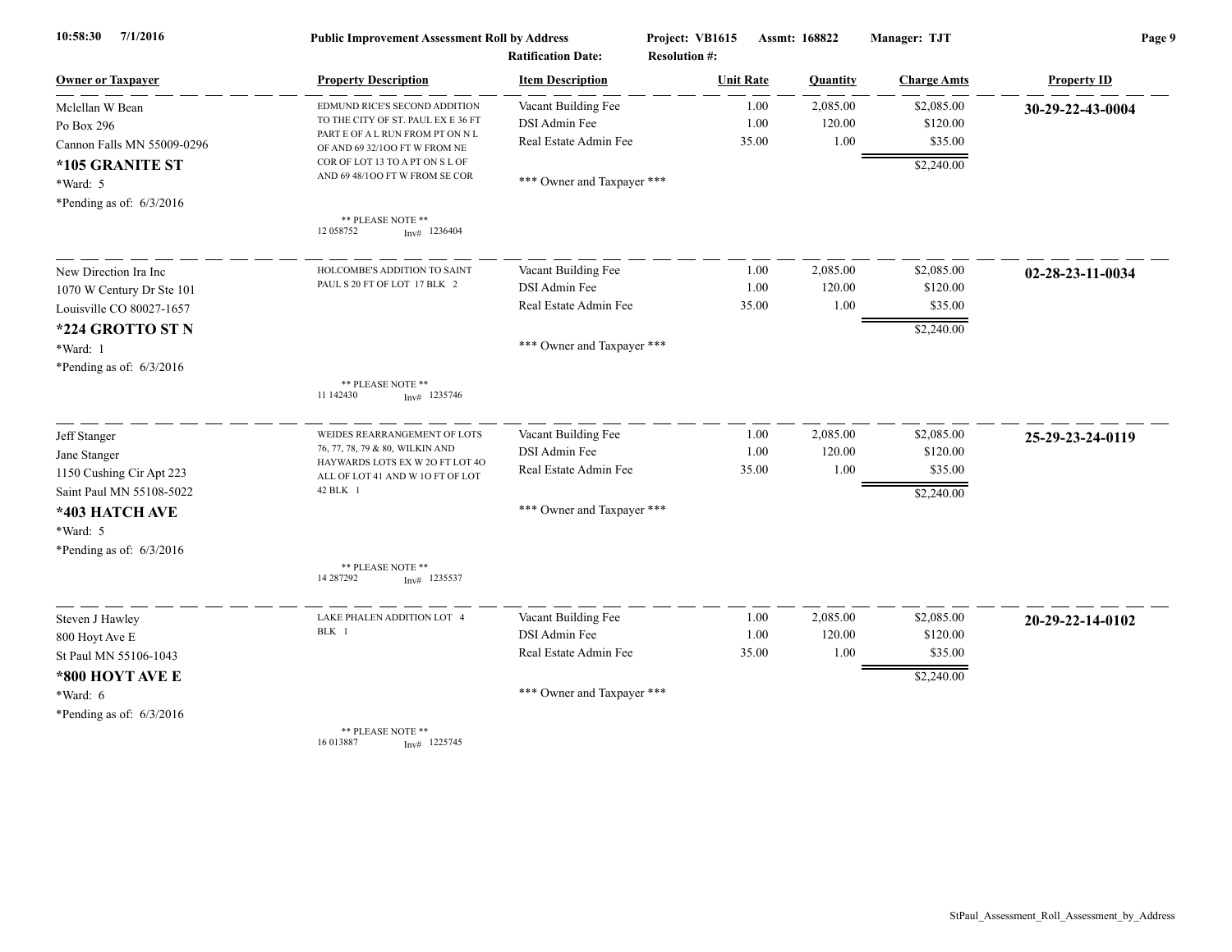**Public Improvement Assessment Roll by Address** | Project: VB1615 | Assmt: 168822 | Manager: TJT

Ratification Date: | Resolution #:

| Owner or Taxpayer | Property Description | Item Description | Unit Rate | Quantity | Charge Amts | Property ID |
|---|---|---|---|---|---|---|
| Mclellan W Bean<br>Po Box 296<br>Cannon Falls MN 55009-0296<br>**\*105 GRANITE ST**<br>\*Ward: 5<br>\*Pending as of: 6/3/2016 | EDMUND RICE'S SECOND ADDITION TO THE CITY OF ST. PAUL EX E 36 FT PART E OF A L RUN FROM PT ON N L OF AND 69 32/1OO FT W FROM NE COR OF LOT 13 TO A PT ON S L OF AND 69 48/1OO FT W FROM SE COR<br>** PLEASE NOTE **<br>12 058752 Inv# 1236404 | Vacant Building Fee<br>DSI Admin Fee<br>Real Estate Admin Fee<br>*** Owner and Taxpayer *** | 1.00<br>1.00<br>35.00 | 2,085.00<br>120.00<br>1.00 | $2,085.00<br>$120.00<br>$35.00<br>$2,240.00 | **30-29-22-43-0004** |
| New Direction Ira Inc<br>1070 W Century Dr Ste 101<br>Louisville CO 80027-1657<br>**\*224 GROTTO ST N**<br>\*Ward: 1<br>\*Pending as of: 6/3/2016 | HOLCOMBE'S ADDITION TO SAINT PAUL S 20 FT OF LOT 17 BLK 2<br>** PLEASE NOTE **<br>11 142430 Inv# 1235746 | Vacant Building Fee<br>DSI Admin Fee<br>Real Estate Admin Fee<br>*** Owner and Taxpayer *** | 1.00<br>1.00<br>35.00 | 2,085.00<br>120.00<br>1.00 | $2,085.00<br>$120.00<br>$35.00<br>$2,240.00 | **02-28-23-11-0034** |
| Jeff Stanger<br>Jane Stanger<br>1150 Cushing Cir Apt 223<br>Saint Paul MN 55108-5022<br>**\*403 HATCH AVE**<br>\*Ward: 5<br>\*Pending as of: 6/3/2016 | WEIDES REARRANGEMENT OF LOTS 76, 77, 78, 79 & 80, WILKIN AND HAYWARDS LOTS EX W 2O FT LOT 4O ALL OF LOT 41 AND W 1O FT OF LOT 42 BLK 1<br>** PLEASE NOTE **<br>14 287292 Inv# 1235537 | Vacant Building Fee<br>DSI Admin Fee<br>Real Estate Admin Fee<br>*** Owner and Taxpayer *** | 1.00<br>1.00<br>35.00 | 2,085.00<br>120.00<br>1.00 | $2,085.00<br>$120.00<br>$35.00<br>$2,240.00 | **25-29-23-24-0119** |
| Steven J Hawley<br>800 Hoyt Ave E<br>St Paul MN 55106-1043<br>**\*800 HOYT AVE E**<br>\*Ward: 6<br>\*Pending as of: 6/3/2016 | LAKE PHALEN ADDITION LOT 4 BLK 1<br>** PLEASE NOTE **<br>16 013887 Inv# 1225745 | Vacant Building Fee<br>DSI Admin Fee<br>Real Estate Admin Fee<br>*** Owner and Taxpayer *** | 1.00<br>1.00<br>35.00 | 2,085.00<br>120.00<br>1.00 | $2,085.00<br>$120.00<br>$35.00<br>$2,240.00 | **20-29-22-14-0102** |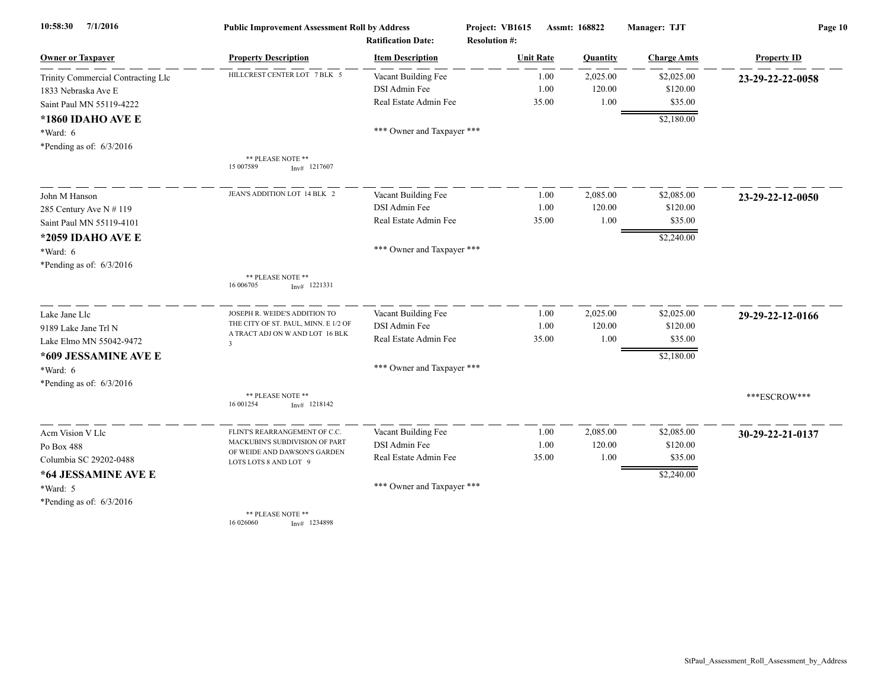Public Improvement Assessment Roll by Address

Project: VB1615 Assmt: 168822 Manager: TJT

Ratification Date: Resolution #:

| Owner or Taxpayer | Property Description | Item Description | Unit Rate | Quantity | Charge Amts | Property ID |
|---|---|---|---|---|---|---|
| Trinity Commercial Contracting Llc<br>1833 Nebraska Ave E<br>Saint Paul MN 55119-4222<br>**\*1860 IDAHO AVE E**<br>\*Ward: 6<br>\*Pending as of: 6/3/2016 | HILLCREST CENTER LOT 7 BLK 5<br><br>** PLEASE NOTE **<br>15 007589 Inv# 1217607 | Vacant Building Fee<br>DSI Admin Fee<br>Real Estate Admin Fee<br><br>\*\*\* Owner and Taxpayer \*\*\* | 1.00<br>1.00<br>35.00 | 2,025.00<br>120.00<br>1.00 | $2,025.00<br>$120.00<br>$35.00<br>$2,180.00 | **23-29-22-22-0058** |
| John M Hanson<br>285 Century Ave N # 119<br>Saint Paul MN 55119-4101<br>**\*2059 IDAHO AVE E**<br>\*Ward: 6<br>\*Pending as of: 6/3/2016 | JEAN'S ADDITION LOT 14 BLK 2<br><br>** PLEASE NOTE **<br>16 006705 Inv# 1221331 | Vacant Building Fee<br>DSI Admin Fee<br>Real Estate Admin Fee<br><br>\*\*\* Owner and Taxpayer \*\*\* | 1.00<br>1.00<br>35.00 | 2,085.00<br>120.00<br>1.00 | $2,085.00<br>$120.00<br>$35.00<br>$2,240.00 | **23-29-22-12-0050** |
| Lake Jane Llc<br>9189 Lake Jane Trl N<br>Lake Elmo MN 55042-9472<br>**\*609 JESSAMINE AVE E**<br>\*Ward: 6<br>\*Pending as of: 6/3/2016 | JOSEPH R. WEIDE'S ADDITION TO THE CITY OF ST. PAUL, MINN. E 1/2 OF A TRACT ADJ ON W AND LOT 16 BLK 3<br><br>** PLEASE NOTE **<br>16 001254 Inv# 1218142 | Vacant Building Fee<br>DSI Admin Fee<br>Real Estate Admin Fee<br><br>\*\*\* Owner and Taxpayer \*\*\* | 1.00<br>1.00<br>35.00 | 2,025.00<br>120.00<br>1.00 | $2,025.00<br>$120.00<br>$35.00<br>$2,180.00 | **29-29-22-12-0166**<br><br>\*\*\*ESCROW\*\*\* |
| Acm Vision V Llc<br>Po Box 488<br>Columbia SC 29202-0488<br>**\*64 JESSAMINE AVE E**<br>\*Ward: 5<br>\*Pending as of: 6/3/2016 | FLINT'S REARRANGEMENT OF C.C. MACKUBIN'S SUBDIVISION OF PART OF WEIDE AND DAWSON'S GARDEN LOTS LOTS 8 AND LOT 9<br><br>** PLEASE NOTE **<br>16 026060 Inv# 1234898 | Vacant Building Fee<br>DSI Admin Fee<br>Real Estate Admin Fee<br><br>\*\*\* Owner and Taxpayer \*\*\* | 1.00<br>1.00<br>35.00 | 2,085.00<br>120.00<br>1.00 | $2,085.00<br>$120.00<br>$35.00<br>$2,240.00 | **30-29-22-21-0137** |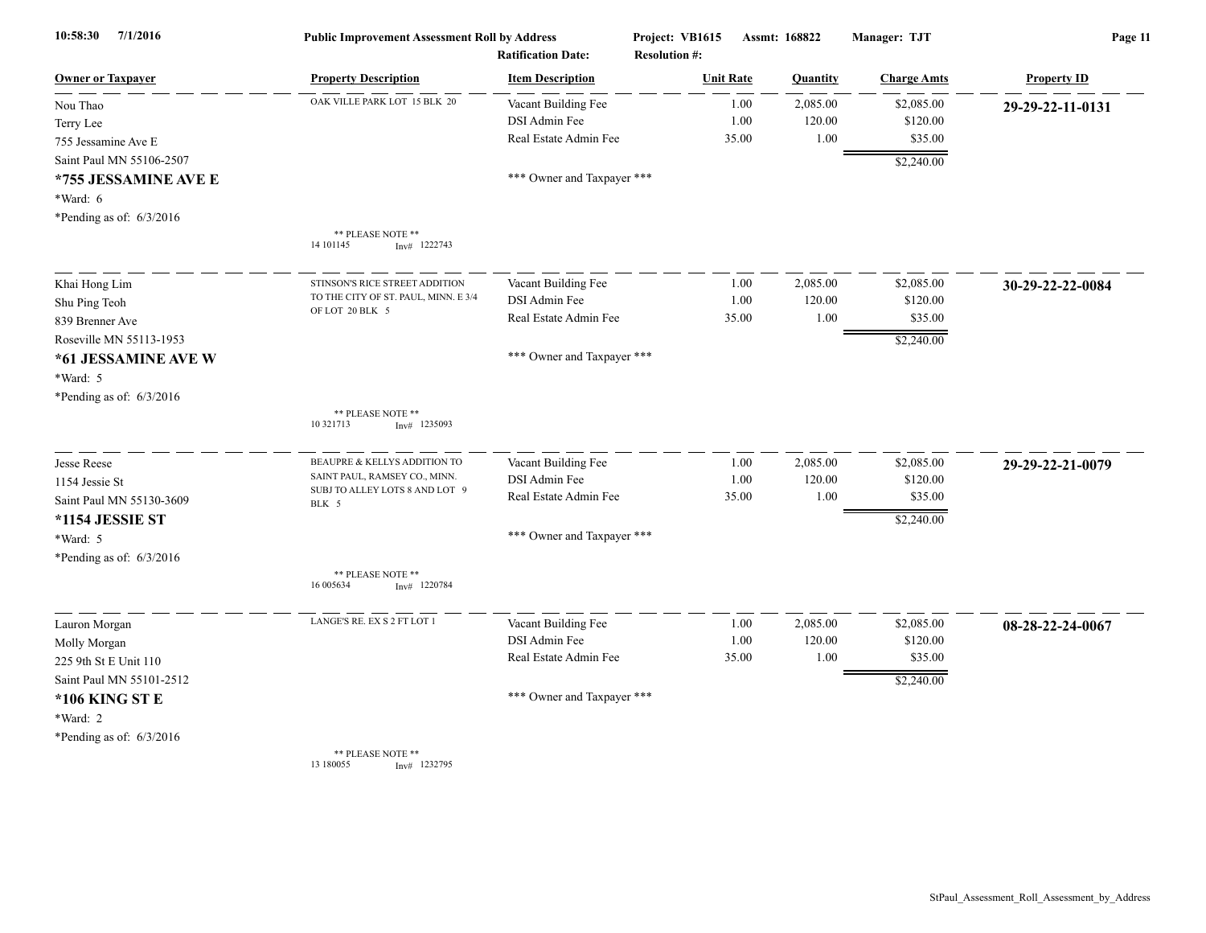**Public Improvement Assessment Roll by Address** — Project: VB1615 — Assmt: 168822 — Manager: TJT

Ratification Date: — Resolution #:

10:58:30 7/1/2016

| Owner or Taxpayer | Property Description | Item Description | Unit Rate | Quantity | Charge Amts | Property ID |
|---|---|---|---|---|---|---|
| Nou Thao<br>Terry Lee<br>755 Jessamine Ave E<br>Saint Paul MN 55106-2507<br>**\*755 JESSAMINE AVE E**<br>\*Ward: 6<br>\*Pending as of: 6/3/2016 | OAK VILLE PARK LOT 15 BLK 20<br><br>** PLEASE NOTE **<br>14 101145 Inv# 1222743 | Vacant Building Fee<br>DSI Admin Fee<br>Real Estate Admin Fee<br><br>*** Owner and Taxpayer *** | 1.00<br>1.00<br>35.00 | 2,085.00<br>120.00<br>1.00 | $2,085.00<br>$120.00<br>$35.00<br>$2,240.00 | **29-29-22-11-0131** |
| Khai Hong Lim<br>Shu Ping Teoh<br>839 Brenner Ave<br>Roseville MN 55113-1953<br>**\*61 JESSAMINE AVE W**<br>\*Ward: 5<br>\*Pending as of: 6/3/2016 | STINSON'S RICE STREET ADDITION TO THE CITY OF ST. PAUL, MINN. E 3/4 OF LOT 20 BLK 5<br><br>** PLEASE NOTE **<br>10 321713 Inv# 1235093 | Vacant Building Fee<br>DSI Admin Fee<br>Real Estate Admin Fee<br><br>*** Owner and Taxpayer *** | 1.00<br>1.00<br>35.00 | 2,085.00<br>120.00<br>1.00 | $2,085.00<br>$120.00<br>$35.00<br>$2,240.00 | **30-29-22-22-0084** |
| Jesse Reese<br>1154 Jessie St<br>Saint Paul MN 55130-3609<br>**\*1154 JESSIE ST**<br>\*Ward: 5<br>\*Pending as of: 6/3/2016 | BEAUPRE & KELLYS ADDITION TO SAINT PAUL, RAMSEY CO., MINN. SUBJ TO ALLEY LOTS 8 AND LOT 9 BLK 5<br><br>** PLEASE NOTE **<br>16 005634 Inv# 1220784 | Vacant Building Fee<br>DSI Admin Fee<br>Real Estate Admin Fee<br><br>*** Owner and Taxpayer *** | 1.00<br>1.00<br>35.00 | 2,085.00<br>120.00<br>1.00 | $2,085.00<br>$120.00<br>$35.00<br>$2,240.00 | **29-29-22-21-0079** |
| Lauron Morgan<br>Molly Morgan<br>225 9th St E Unit 110<br>Saint Paul MN 55101-2512<br>**\*106 KING ST E**<br>\*Ward: 2<br>\*Pending as of: 6/3/2016 | LANGE'S RE. EX S 2 FT LOT 1<br><br>** PLEASE NOTE **<br>13 180055 Inv# 1232795 | Vacant Building Fee<br>DSI Admin Fee<br>Real Estate Admin Fee<br><br>*** Owner and Taxpayer *** | 1.00<br>1.00<br>35.00 | 2,085.00<br>120.00<br>1.00 | $2,085.00<br>$120.00<br>$35.00<br>$2,240.00 | **08-28-22-24-0067** |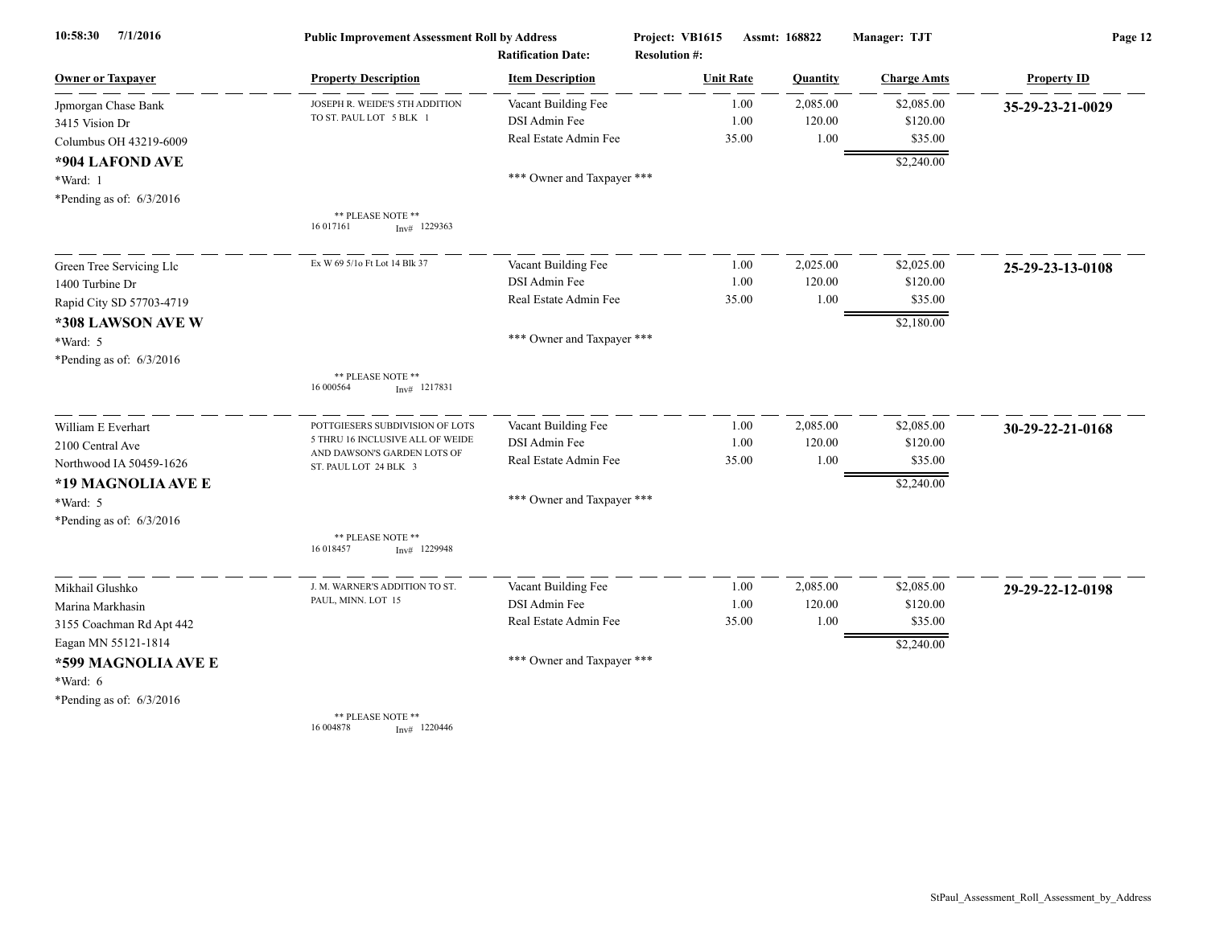**Public Improvement Assessment Roll by Address**

10:58:30 7/1/2016

Project: VB1615 Assmt: 168822 Manager: TJT

Ratification Date: Resolution #:

| Owner or Taxpayer | Property Description | Item Description | Unit Rate | Quantity | Charge Amts | Property ID |
|---|---|---|---|---|---|---|
| Jpmorgan Chase Bank<br>3415 Vision Dr<br>Columbus OH 43219-6009<br>**\*904 LAFOND AVE**<br>\*Ward: 1<br>\*Pending as of: 6/3/2016 | JOSEPH R. WEIDE'S 5TH ADDITION TO ST. PAUL LOT 5 BLK 1<br><br>** PLEASE NOTE **<br>16 017161 Inv# 1229363 | Vacant Building Fee<br>DSI Admin Fee<br>Real Estate Admin Fee<br><br>\*\*\* Owner and Taxpayer \*\*\* | 1.00<br>1.00<br>35.00 | 2,085.00<br>120.00<br>1.00 | $2,085.00<br>$120.00<br>$35.00<br>$2,240.00 | **35-29-23-21-0029** |
| Green Tree Servicing Llc<br>1400 Turbine Dr<br>Rapid City SD 57703-4719<br>**\*308 LAWSON AVE W**<br>\*Ward: 5<br>\*Pending as of: 6/3/2016 | Ex W 69 5/1o Ft Lot 14 Blk 37<br><br>** PLEASE NOTE **<br>16 000564 Inv# 1217831 | Vacant Building Fee<br>DSI Admin Fee<br>Real Estate Admin Fee<br><br>\*\*\* Owner and Taxpayer \*\*\* | 1.00<br>1.00<br>35.00 | 2,025.00<br>120.00<br>1.00 | $2,025.00<br>$120.00<br>$35.00<br>$2,180.00 | **25-29-23-13-0108** |
| William E Everhart<br>2100 Central Ave<br>Northwood IA 50459-1626<br>**\*19 MAGNOLIA AVE E**<br>\*Ward: 5<br>\*Pending as of: 6/3/2016 | POTTGIESERS SUBDIVISION OF LOTS 5 THRU 16 INCLUSIVE ALL OF WEIDE AND DAWSON'S GARDEN LOTS OF ST. PAUL LOT 24 BLK 3<br><br>** PLEASE NOTE **<br>16 018457 Inv# 1229948 | Vacant Building Fee<br>DSI Admin Fee<br>Real Estate Admin Fee<br><br>\*\*\* Owner and Taxpayer \*\*\* | 1.00<br>1.00<br>35.00 | 2,085.00<br>120.00<br>1.00 | $2,085.00<br>$120.00<br>$35.00<br>$2,240.00 | **30-29-22-21-0168** |
| Mikhail Glushko<br>Marina Markhasin<br>3155 Coachman Rd Apt 442<br>Eagan MN 55121-1814<br>**\*599 MAGNOLIA AVE E**<br>\*Ward: 6<br>\*Pending as of: 6/3/2016 | J. M. WARNER'S ADDITION TO ST. PAUL, MINN. LOT 15<br><br>** PLEASE NOTE **<br>16 004878 Inv# 1220446 | Vacant Building Fee<br>DSI Admin Fee<br>Real Estate Admin Fee<br><br>\*\*\* Owner and Taxpayer \*\*\* | 1.00<br>1.00<br>35.00 | 2,085.00<br>120.00<br>1.00 | $2,085.00<br>$120.00<br>$35.00<br>$2,240.00 | **29-29-22-12-0198** |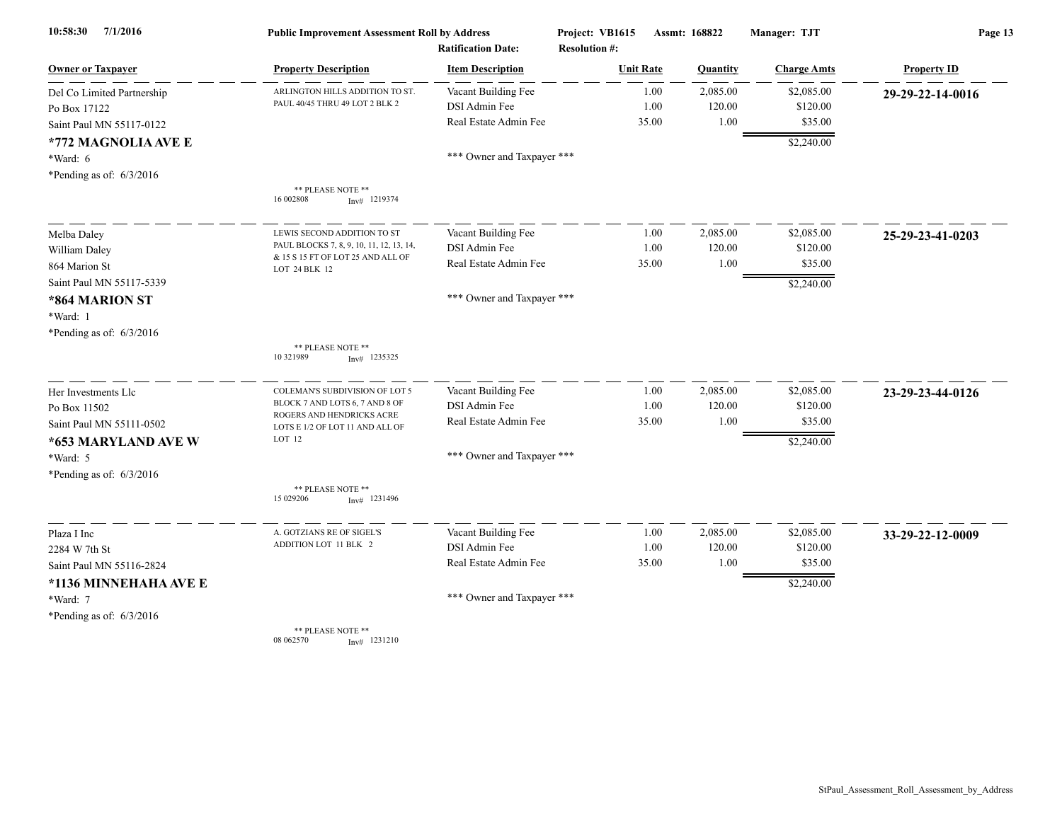| Owner or Taxpayer | Property Description | Item Description | Unit Rate | Quantity | Charge Amts | Property ID |
|---|---|---|---|---|---|---|
| Del Co Limited Partnership<br>Po Box 17122<br>Saint Paul MN 55117-0122<br>**\*772 MAGNOLIA AVE E**<br>\*Ward: 6<br>\*Pending as of: 6/3/2016 | ARLINGTON HILLS ADDITION TO ST. PAUL 40/45 THRU 49 LOT 2 BLK 2<br><br>\*\* PLEASE NOTE \*\*<br>16 002808 Inv# 1219374 | Vacant Building Fee<br>DSI Admin Fee<br>Real Estate Admin Fee<br><br>\*\*\* Owner and Taxpayer \*\*\* | 1.00<br>1.00<br>35.00 | 2,085.00<br>120.00<br>1.00 | $2,085.00<br>$120.00<br>$35.00<br>$2,240.00 | **29-29-22-14-0016** |
| Melba Daley<br>William Daley<br>864 Marion St<br>Saint Paul MN 55117-5339<br>**\*864 MARION ST**<br>\*Ward: 1<br>\*Pending as of: 6/3/2016 | LEWIS SECOND ADDITION TO ST PAUL BLOCKS 7, 8, 9, 10, 11, 12, 13, 14, & 15 S 15 FT OF LOT 25 AND ALL OF LOT 24 BLK 12<br><br>\*\* PLEASE NOTE \*\*<br>10 321989 Inv# 1235325 | Vacant Building Fee<br>DSI Admin Fee<br>Real Estate Admin Fee<br><br>\*\*\* Owner and Taxpayer \*\*\* | 1.00<br>1.00<br>35.00 | 2,085.00<br>120.00<br>1.00 | $2,085.00<br>$120.00<br>$35.00<br>$2,240.00 | **25-29-23-41-0203** |
| Her Investments Llc<br>Po Box 11502<br>Saint Paul MN 55111-0502<br>**\*653 MARYLAND AVE W**<br>\*Ward: 5<br>\*Pending as of: 6/3/2016 | COLEMAN'S SUBDIVISION OF LOT 5 BLOCK 7 AND LOTS 6, 7 AND 8 OF ROGERS AND HENDRICKS ACRE LOTS E 1/2 OF LOT 11 AND ALL OF LOT 12<br><br>\*\* PLEASE NOTE \*\*<br>15 029206 Inv# 1231496 | Vacant Building Fee<br>DSI Admin Fee<br>Real Estate Admin Fee<br><br>\*\*\* Owner and Taxpayer \*\*\* | 1.00<br>1.00<br>35.00 | 2,085.00<br>120.00<br>1.00 | $2,085.00<br>$120.00<br>$35.00<br>$2,240.00 | **23-29-23-44-0126** |
| Plaza I Inc<br>2284 W 7th St<br>Saint Paul MN 55116-2824<br>**\*1136 MINNEHAHA AVE E**<br>\*Ward: 7<br>\*Pending as of: 6/3/2016 | A. GOTZIANS RE OF SIGEL'S ADDITION LOT 11 BLK 2<br><br>\*\* PLEASE NOTE \*\*<br>08 062570 Inv# 1231210 | Vacant Building Fee<br>DSI Admin Fee<br>Real Estate Admin Fee<br><br>\*\*\* Owner and Taxpayer \*\*\* | 1.00<br>1.00<br>35.00 | 2,085.00<br>120.00<br>1.00 | $2,085.00<br>$120.00<br>$35.00<br>$2,240.00 | **33-29-22-12-0009** |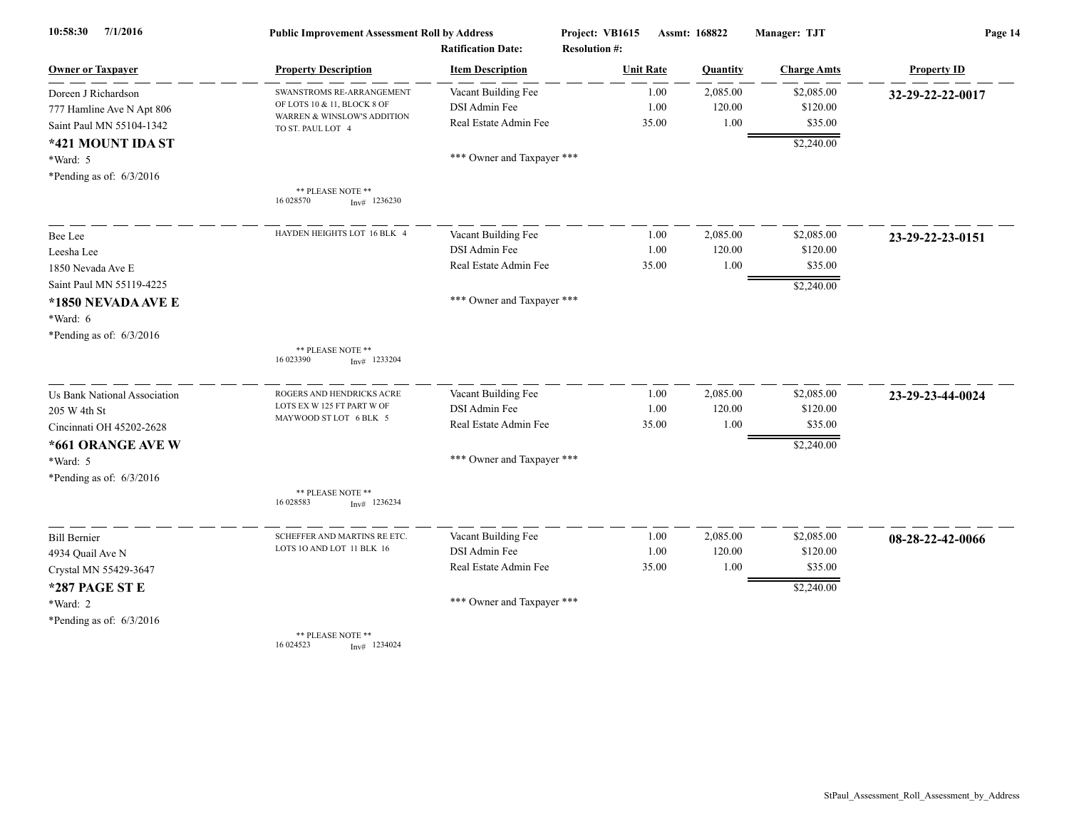**Public Improvement Assessment Roll by Address** — Project: VB1615 — Assmt: 168822 — Manager: TJT

Ratification Date: — Resolution #:

10:58:30 7/1/2016

| Owner or Taxpayer | Property Description | Item Description | Unit Rate | Quantity | Charge Amts | Property ID |
|---|---|---|---|---|---|---|
| Doreen J Richardson<br>777 Hamline Ave N Apt 806<br>Saint Paul MN 55104-1342<br>**\*421 MOUNT IDA ST**<br>\*Ward: 5<br>\*Pending as of: 6/3/2016 | SWANSTROMS RE-ARRANGEMENT OF LOTS 10 & 11, BLOCK 8 OF WARREN & WINSLOW'S ADDITION TO ST. PAUL LOT 4<br><br>\*\* PLEASE NOTE \*\*<br>16 028570 Inv# 1236230 | Vacant Building Fee<br>DSI Admin Fee<br>Real Estate Admin Fee<br><br>\*\*\* Owner and Taxpayer \*\*\* | 1.00<br>1.00<br>35.00 | 2,085.00<br>120.00<br>1.00 | $2,085.00<br>$120.00<br>$35.00<br>$2,240.00 | **32-29-22-22-0017** |
| Bee Lee<br>Leesha Lee<br>1850 Nevada Ave E<br>Saint Paul MN 55119-4225<br>**\*1850 NEVADA AVE E**<br>\*Ward: 6<br>\*Pending as of: 6/3/2016 | HAYDEN HEIGHTS LOT 16 BLK 4<br><br>\*\* PLEASE NOTE \*\*<br>16 023390 Inv# 1233204 | Vacant Building Fee<br>DSI Admin Fee<br>Real Estate Admin Fee<br><br>\*\*\* Owner and Taxpayer \*\*\* | 1.00<br>1.00<br>35.00 | 2,085.00<br>120.00<br>1.00 | $2,085.00<br>$120.00<br>$35.00<br>$2,240.00 | **23-29-22-23-0151** |
| Us Bank National Association<br>205 W 4th St<br>Cincinnati OH 45202-2628<br>**\*661 ORANGE AVE W**<br>\*Ward: 5<br>\*Pending as of: 6/3/2016 | ROGERS AND HENDRICKS ACRE LOTS EX W 125 FT PART W OF MAYWOOD ST LOT 6 BLK 5<br><br>\*\* PLEASE NOTE \*\*<br>16 028583 Inv# 1236234 | Vacant Building Fee<br>DSI Admin Fee<br>Real Estate Admin Fee<br><br>\*\*\* Owner and Taxpayer \*\*\* | 1.00<br>1.00<br>35.00 | 2,085.00<br>120.00<br>1.00 | $2,085.00<br>$120.00<br>$35.00<br>$2,240.00 | **23-29-23-44-0024** |
| Bill Bernier<br>4934 Quail Ave N<br>Crystal MN 55429-3647<br>**\*287 PAGE ST E**<br>\*Ward: 2<br>\*Pending as of: 6/3/2016 | SCHEFFER AND MARTINS RE ETC. LOTS 1O AND LOT 11 BLK 16<br><br>\*\* PLEASE NOTE \*\*<br>16 024523 Inv# 1234024 | Vacant Building Fee<br>DSI Admin Fee<br>Real Estate Admin Fee<br><br>\*\*\* Owner and Taxpayer \*\*\* | 1.00<br>1.00<br>35.00 | 2,085.00<br>120.00<br>1.00 | $2,085.00<br>$120.00<br>$35.00<br>$2,240.00 | **08-28-22-42-0066** |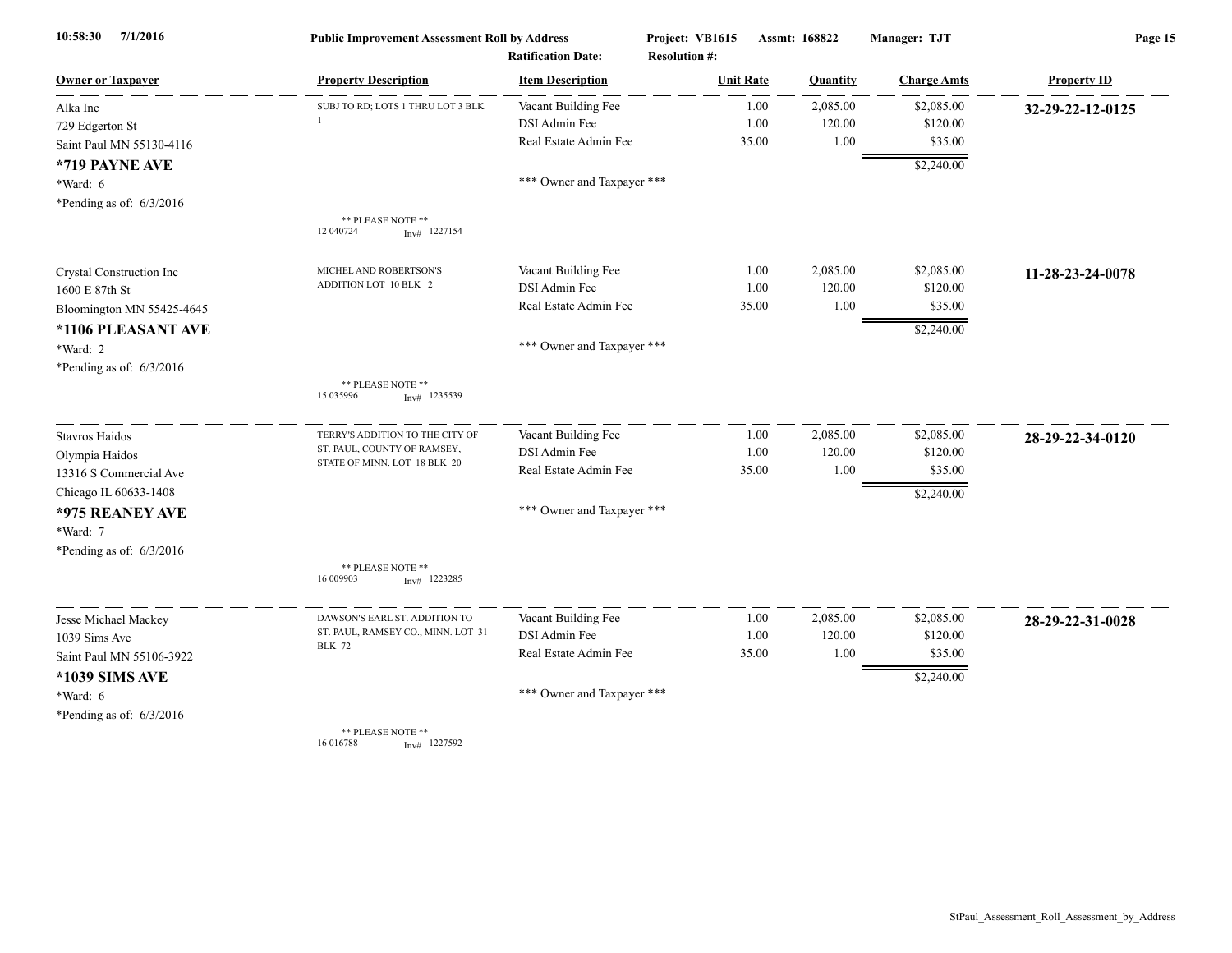Public Improvement Assessment Roll by Address — Project: VB1615 — Assmt: 168822 — Manager: TJT

Ratification Date: — Resolution #:

| Owner or Taxpayer | Property Description | Item Description | Unit Rate | Quantity | Charge Amts | Property ID |
|---|---|---|---|---|---|---|
| Alka Inc<br>729 Edgerton St<br>Saint Paul MN 55130-4116<br>**\*719 PAYNE AVE**<br>\*Ward: 6<br>\*Pending as of: 6/3/2016 | SUBJ TO RD; LOTS 1 THRU LOT 3 BLK 1<br><br>** PLEASE NOTE **<br>12 040724 Inv# 1227154 | Vacant Building Fee<br>DSI Admin Fee<br>Real Estate Admin Fee<br><br>*** Owner and Taxpayer *** | 1.00<br>1.00<br>35.00 | 2,085.00<br>120.00<br>1.00 | $2,085.00<br>$120.00<br>$35.00<br>$2,240.00 | **32-29-22-12-0125** |
| Crystal Construction Inc<br>1600 E 87th St<br>Bloomington MN 55425-4645<br>**\*1106 PLEASANT AVE**<br>\*Ward: 2<br>\*Pending as of: 6/3/2016 | MICHEL AND ROBERTSON'S ADDITION LOT 10 BLK 2<br><br>** PLEASE NOTE **<br>15 035996 Inv# 1235539 | Vacant Building Fee<br>DSI Admin Fee<br>Real Estate Admin Fee<br><br>*** Owner and Taxpayer *** | 1.00<br>1.00<br>35.00 | 2,085.00<br>120.00<br>1.00 | $2,085.00<br>$120.00<br>$35.00<br>$2,240.00 | **11-28-23-24-0078** |
| Stavros Haidos<br>Olympia Haidos<br>13316 S Commercial Ave<br>Chicago IL 60633-1408<br>**\*975 REANEY AVE**<br>\*Ward: 7<br>\*Pending as of: 6/3/2016 | TERRY'S ADDITION TO THE CITY OF ST. PAUL, COUNTY OF RAMSEY, STATE OF MINN. LOT 18 BLK 20<br><br>** PLEASE NOTE **<br>16 009903 Inv# 1223285 | Vacant Building Fee<br>DSI Admin Fee<br>Real Estate Admin Fee<br><br>*** Owner and Taxpayer *** | 1.00<br>1.00<br>35.00 | 2,085.00<br>120.00<br>1.00 | $2,085.00<br>$120.00<br>$35.00<br>$2,240.00 | **28-29-22-34-0120** |
| Jesse Michael Mackey<br>1039 Sims Ave<br>Saint Paul MN 55106-3922<br>**\*1039 SIMS AVE**<br>\*Ward: 6<br>\*Pending as of: 6/3/2016 | DAWSON'S EARL ST. ADDITION TO ST. PAUL, RAMSEY CO., MINN. LOT 31 BLK 72<br><br>** PLEASE NOTE **<br>16 016788 Inv# 1227592 | Vacant Building Fee<br>DSI Admin Fee<br>Real Estate Admin Fee<br><br>*** Owner and Taxpayer *** | 1.00<br>1.00<br>35.00 | 2,085.00<br>120.00<br>1.00 | $2,085.00<br>$120.00<br>$35.00<br>$2,240.00 | **28-29-22-31-0028** |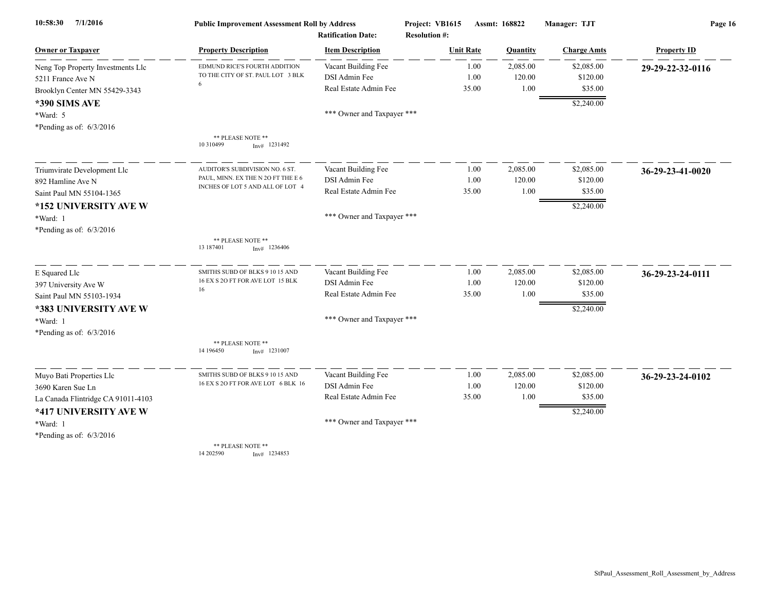**Public Improvement Assessment Roll by Address** — Project: VB1615 — Assmt: 168822 — Manager: TJT

Ratification Date: — Resolution #:

| Owner or Taxpayer | Property Description | Item Description | Unit Rate | Quantity | Charge Amts | Property ID |
|---|---|---|---|---|---|---|
| Neng Top Property Investments Llc | EDMUND RICE'S FOURTH ADDITION TO THE CITY OF ST. PAUL LOT 3 BLK 6 | Vacant Building Fee | 1.00 | 2,085.00 | $2,085.00 | 29-29-22-32-0116 |
| 5211 France Ave N | | DSI Admin Fee | 1.00 | 120.00 | $120.00 | |
| Brooklyn Center MN 55429-3343 | | Real Estate Admin Fee | 35.00 | 1.00 | $35.00 | |
| ***390 SIMS AVE** | | | | | $2,240.00 | |
| *Ward: 5 | | *** Owner and Taxpayer *** | | | | |
| *Pending as of: 6/3/2016 | ** PLEASE NOTE ** 10 310499 Inv# 1231492 | | | | | |
| Triumvirate Development Llc | AUDITOR'S SUBDIVISION NO. 6 ST. PAUL, MINN. EX THE N 2O FT THE E 6 INCHES OF LOT 5 AND ALL OF LOT 4 | Vacant Building Fee | 1.00 | 2,085.00 | $2,085.00 | 36-29-23-41-0020 |
| 892 Hamline Ave N | | DSI Admin Fee | 1.00 | 120.00 | $120.00 | |
| Saint Paul MN 55104-1365 | | Real Estate Admin Fee | 35.00 | 1.00 | $35.00 | |
| ***152 UNIVERSITY AVE W** | | | | | $2,240.00 | |
| *Ward: 1 | | *** Owner and Taxpayer *** | | | | |
| *Pending as of: 6/3/2016 | ** PLEASE NOTE ** 13 187401 Inv# 1236406 | | | | | |
| E Squared Llc | SMITHS SUBD OF BLKS 9 10 15 AND 16 EX S 2O FT FOR AVE LOT 15 BLK 16 | Vacant Building Fee | 1.00 | 2,085.00 | $2,085.00 | 36-29-23-24-0111 |
| 397 University Ave W | | DSI Admin Fee | 1.00 | 120.00 | $120.00 | |
| Saint Paul MN 55103-1934 | | Real Estate Admin Fee | 35.00 | 1.00 | $35.00 | |
| ***383 UNIVERSITY AVE W** | | | | | $2,240.00 | |
| *Ward: 1 | | *** Owner and Taxpayer *** | | | | |
| *Pending as of: 6/3/2016 | ** PLEASE NOTE ** 14 196450 Inv# 1231007 | | | | | |
| Muyo Bati Properties Llc | SMITHS SUBD OF BLKS 9 10 15 AND 16 EX S 2O FT FOR AVE LOT 6 BLK 16 | Vacant Building Fee | 1.00 | 2,085.00 | $2,085.00 | 36-29-23-24-0102 |
| 3690 Karen Sue Ln | | DSI Admin Fee | 1.00 | 120.00 | $120.00 | |
| La Canada Flintridge CA 91011-4103 | | Real Estate Admin Fee | 35.00 | 1.00 | $35.00 | |
| ***417 UNIVERSITY AVE W** | | | | | $2,240.00 | |
| *Ward: 1 | | *** Owner and Taxpayer *** | | | | |
| *Pending as of: 6/3/2016 | ** PLEASE NOTE ** 14 202590 Inv# 1234853 | | | | | |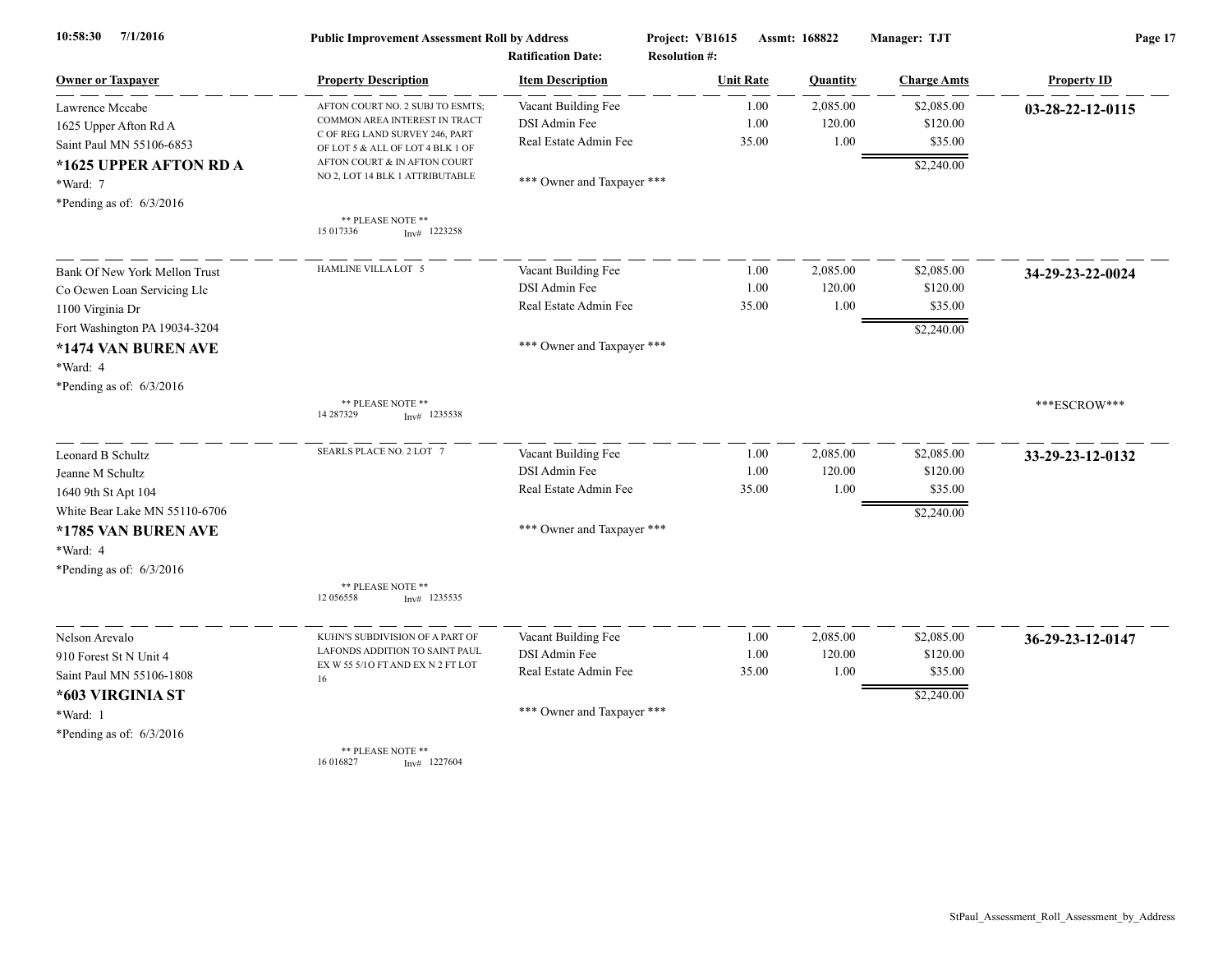| Owner or Taxpayer | Property Description | Item Description | Unit Rate | Quantity | Charge Amts | Property ID |
|---|---|---|---|---|---|---|
| Lawrence Mccabe<br>1625 Upper Afton Rd A<br>Saint Paul MN 55106-6853<br>**\*1625 UPPER AFTON RD A**<br>\*Ward: 7<br>\*Pending as of: 6/3/2016 | AFTON COURT NO. 2 SUBJ TO ESMTS; COMMON AREA INTEREST IN TRACT C OF REG LAND SURVEY 246, PART OF LOT 5 & ALL OF LOT 4 BLK 1 OF AFTON COURT & IN AFTON COURT NO 2, LOT 14 BLK 1 ATTRIBUTABLE<br>\*\* PLEASE NOTE \*\*<br>15 017336 Inv# 1223258 | Vacant Building Fee<br>DSI Admin Fee<br>Real Estate Admin Fee<br>\*\*\* Owner and Taxpayer \*\*\* | 1.00<br>1.00<br>35.00 | 2,085.00<br>120.00<br>1.00 | $2,085.00<br>$120.00<br>$35.00<br>$2,240.00 | **03-28-22-12-0115** |
| Bank Of New York Mellon Trust<br>Co Ocwen Loan Servicing Llc<br>1100 Virginia Dr<br>Fort Washington PA 19034-3204<br>**\*1474 VAN BUREN AVE**<br>\*Ward: 4<br>\*Pending as of: 6/3/2016 | HAMLINE VILLA LOT 5<br>\*\* PLEASE NOTE \*\*<br>14 287329 Inv# 1235538 | Vacant Building Fee<br>DSI Admin Fee<br>Real Estate Admin Fee<br>\*\*\* Owner and Taxpayer \*\*\* | 1.00<br>1.00<br>35.00 | 2,085.00<br>120.00<br>1.00 | $2,085.00<br>$120.00<br>$35.00<br>$2,240.00 | **34-29-23-22-0024**<br>\*\*\*ESCROW\*\*\* |
| Leonard B Schultz<br>Jeanne M Schultz<br>1640 9th St Apt 104<br>White Bear Lake MN 55110-6706<br>**\*1785 VAN BUREN AVE**<br>\*Ward: 4<br>\*Pending as of: 6/3/2016 | SEARLS PLACE NO. 2 LOT 7<br>\*\* PLEASE NOTE \*\*<br>12 056558 Inv# 1235535 | Vacant Building Fee<br>DSI Admin Fee<br>Real Estate Admin Fee<br>\*\*\* Owner and Taxpayer \*\*\* | 1.00<br>1.00<br>35.00 | 2,085.00<br>120.00<br>1.00 | $2,085.00<br>$120.00<br>$35.00<br>$2,240.00 | **33-29-23-12-0132** |
| Nelson Arevalo<br>910 Forest St N Unit 4<br>Saint Paul MN 55106-1808<br>**\*603 VIRGINIA ST**<br>\*Ward: 1<br>\*Pending as of: 6/3/2016 | KUHN'S SUBDIVISION OF A PART OF LAFONDS ADDITION TO SAINT PAUL EX W 55 5/1O FT AND EX N 2 FT LOT 16<br>\*\* PLEASE NOTE \*\*<br>16 016827 Inv# 1227604 | Vacant Building Fee<br>DSI Admin Fee<br>Real Estate Admin Fee<br>\*\*\* Owner and Taxpayer \*\*\* | 1.00<br>1.00<br>35.00 | 2,085.00<br>120.00<br>1.00 | $2,085.00<br>$120.00<br>$35.00<br>$2,240.00 | **36-29-23-12-0147** |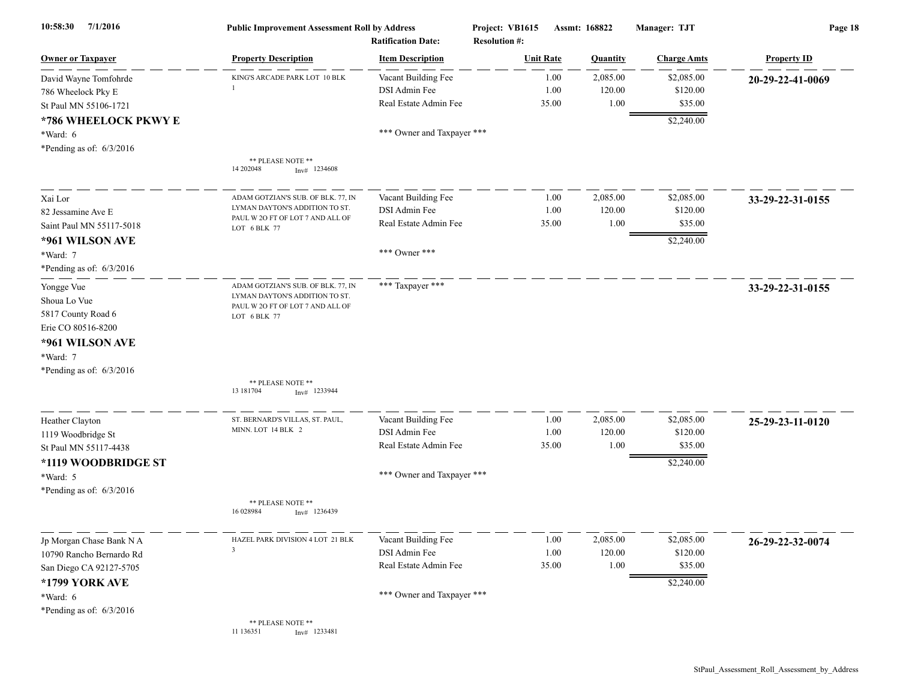**Public Improvement Assessment Roll by Address** — Project: VB1615 — Assmt: 168822 — Manager: TJT

Ratification Date: — Resolution #:

| Owner or Taxpayer | Property Description | Item Description | Unit Rate | Quantity | Charge Amts | Property ID |
|---|---|---|---|---|---|---|
| David Wayne Tomfohrde<br>786 Wheelock Pky E<br>St Paul MN 55106-1721<br>**\*786 WHEELOCK PKWY E**<br>\*Ward: 6<br>\*Pending as of: 6/3/2016 | KING'S ARCADE PARK LOT 10 BLK 1<br>** PLEASE NOTE **<br>14 202048 Inv# 1234608 | Vacant Building Fee<br>DSI Admin Fee<br>Real Estate Admin Fee<br>*** Owner and Taxpayer *** | 1.00<br>1.00<br>35.00 | 2,085.00<br>120.00<br>1.00 | $2,085.00<br>$120.00<br>$35.00<br>$2,240.00 | **20-29-22-41-0069** |
| Xai Lor<br>82 Jessamine Ave E<br>Saint Paul MN 55117-5018<br>**\*961 WILSON AVE**<br>\*Ward: 7<br>\*Pending as of: 6/3/2016 | ADAM GOTZIAN'S SUB. OF BLK. 77, IN LYMAN DAYTON'S ADDITION TO ST. PAUL W 2O FT OF LOT 7 AND ALL OF LOT 6 BLK 77 | Vacant Building Fee<br>DSI Admin Fee<br>Real Estate Admin Fee<br>*** Owner *** | 1.00<br>1.00<br>35.00 | 2,085.00<br>120.00<br>1.00 | $2,085.00<br>$120.00<br>$35.00<br>$2,240.00 | **33-29-22-31-0155** |
| Yongge Vue<br>Shoua Lo Vue<br>5817 County Road 6<br>Erie CO 80516-8200<br>**\*961 WILSON AVE**<br>\*Ward: 7<br>\*Pending as of: 6/3/2016 | ADAM GOTZIAN'S SUB. OF BLK. 77, IN LYMAN DAYTON'S ADDITION TO ST. PAUL W 2O FT OF LOT 7 AND ALL OF LOT 6 BLK 77<br>** PLEASE NOTE **<br>13 181704 Inv# 1233944 | *** Taxpayer *** | | | | **33-29-22-31-0155** |
| Heather Clayton<br>1119 Woodbridge St<br>St Paul MN 55117-4438<br>**\*1119 WOODBRIDGE ST**<br>\*Ward: 5<br>\*Pending as of: 6/3/2016 | ST. BERNARD'S VILLAS, ST. PAUL, MINN. LOT 14 BLK 2<br>** PLEASE NOTE **<br>16 028984 Inv# 1236439 | Vacant Building Fee<br>DSI Admin Fee<br>Real Estate Admin Fee<br>*** Owner and Taxpayer *** | 1.00<br>1.00<br>35.00 | 2,085.00<br>120.00<br>1.00 | $2,085.00<br>$120.00<br>$35.00<br>$2,240.00 | **25-29-23-11-0120** |
| Jp Morgan Chase Bank N A<br>10790 Rancho Bernardo Rd<br>San Diego CA 92127-5705<br>**\*1799 YORK AVE**<br>\*Ward: 6<br>\*Pending as of: 6/3/2016 | HAZEL PARK DIVISION 4 LOT 21 BLK 3<br>** PLEASE NOTE **<br>11 136351 Inv# 1233481 | Vacant Building Fee<br>DSI Admin Fee<br>Real Estate Admin Fee<br>*** Owner and Taxpayer *** | 1.00<br>1.00<br>35.00 | 2,085.00<br>120.00<br>1.00 | $2,085.00<br>$120.00<br>$35.00<br>$2,240.00 | **26-29-22-32-0074** |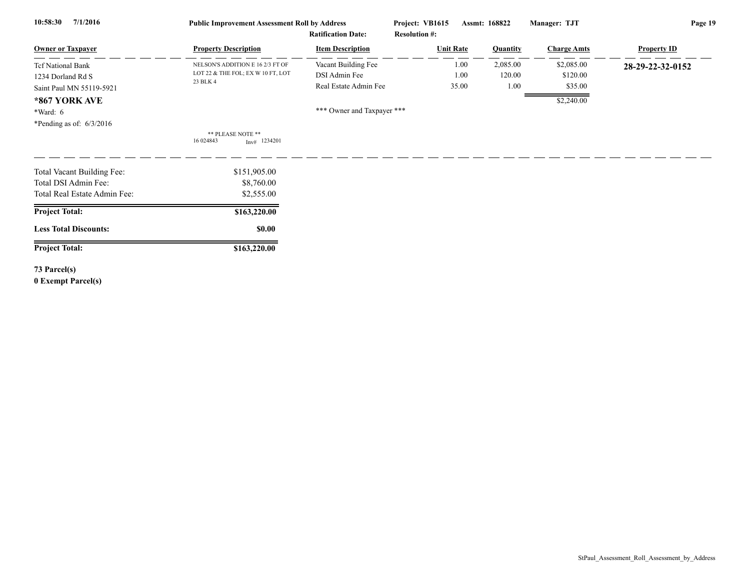| Owner or Taxpayer | Property Description | Item Description | Unit Rate | Quantity | Charge Amts | Property ID |
| --- | --- | --- | --- | --- | --- | --- |
| Tcf National Bank | NELSON'S ADDITION E 16 2/3 FT OF LOT 22 & THE FOL; EX W 10 FT, LOT 23 BLK 4 | Vacant Building Fee | 1.00 | 2,085.00 | $2,085.00 | **28-29-22-32-0152** |
| 1234 Dorland Rd S | | DSI Admin Fee | 1.00 | 120.00 | $120.00 | |
| Saint Paul MN 55119-5921 | | Real Estate Admin Fee | 35.00 | 1.00 | $35.00 | |
| **\*867 YORK AVE** | | | | | $2,240.00 | |
| \*Ward: 6 | | \*\*\* Owner and Taxpayer \*\*\* | | | | |
| \*Pending as of: 6/3/2016 | | | | | | |
| | \*\* PLEASE NOTE \*\* 16 024843 Inv# 1234201 | | | | | |

| | |
| --- | --- |
| Total Vacant Building Fee: | $151,905.00 |
| Total DSI Admin Fee: | $8,760.00 |
| Total Real Estate Admin Fee: | $2,555.00 |
| **Project Total:** | **$163,220.00** |
| **Less Total Discounts:** | **$0.00** |
| **Project Total:** | **$163,220.00** |

**73 Parcel(s)**
**0 Exempt Parcel(s)**